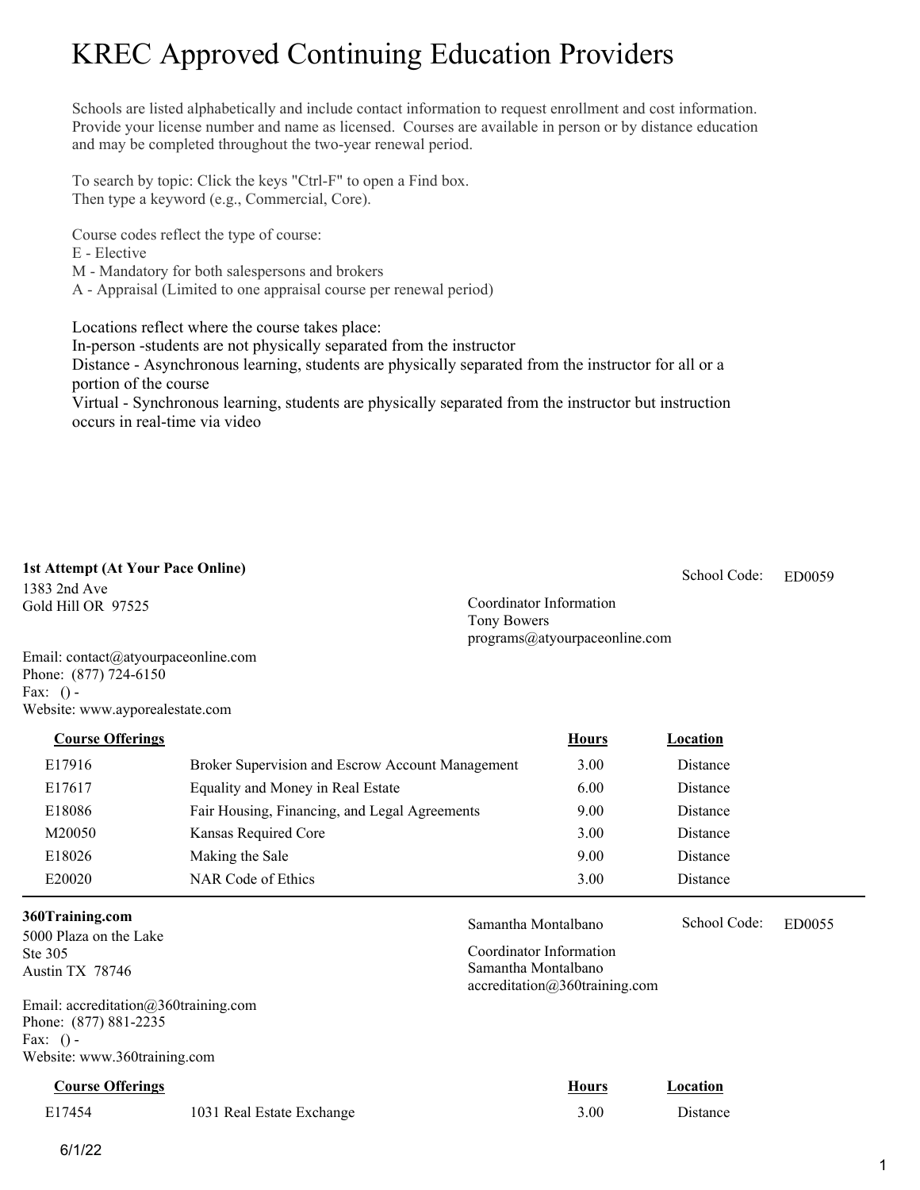# KREC Approved Continuing Education Providers

Schools are listed alphabetically and include contact information to request enrollment and cost information. Provide your license number and name as licensed. Courses are available in person or by distance education and may be completed throughout the two-year renewal period.

To search by topic: Click the keys "Ctrl-F" to open a Find box.
Then type a keyword (e.g., Commercial, Core).

Course codes reflect the type of course:
E - Elective
M - Mandatory for both salespersons and brokers
A - Appraisal (Limited to one appraisal course per renewal period)

Locations reflect where the course takes place:
In-person -students are not physically separated from the instructor
Distance - Asynchronous learning, students are physically separated from the instructor for all or a portion of the course
Virtual - Synchronous learning, students are physically separated from the instructor but instruction occurs in real-time via video

**1st Attempt (At Your Pace Online)**
1383 2nd Ave
Gold Hill OR 97525

School Code: ED0059

Coordinator Information
Tony Bowers
programs@atyourpaceonline.com

Email: contact@atyourpaceonline.com
Phone: (877) 724-6150
Fax: () -
Website: www.ayporealestate.com

| Course Offerings | | Hours | Location |
|---|---|---|---|
| E17916 | Broker Supervision and Escrow Account Management | 3.00 | Distance |
| E17617 | Equality and Money in Real Estate | 6.00 | Distance |
| E18086 | Fair Housing, Financing, and Legal Agreements | 9.00 | Distance |
| M20050 | Kansas Required Core | 3.00 | Distance |
| E18026 | Making the Sale | 9.00 | Distance |
| E20020 | NAR Code of Ethics | 3.00 | Distance |

**360Training.com**
5000 Plaza on the Lake
Ste 305
Austin TX 78746

Samantha Montalbano

School Code: ED0055

Coordinator Information
Samantha Montalbano
accreditation@360training.com

Email: accreditation@360training.com
Phone: (877) 881-2235
Fax: () -
Website: www.360training.com

| Course Offerings | | Hours | Location |
|---|---|---|---|
| E17454 | 1031 Real Estate Exchange | 3.00 | Distance |

6/1/22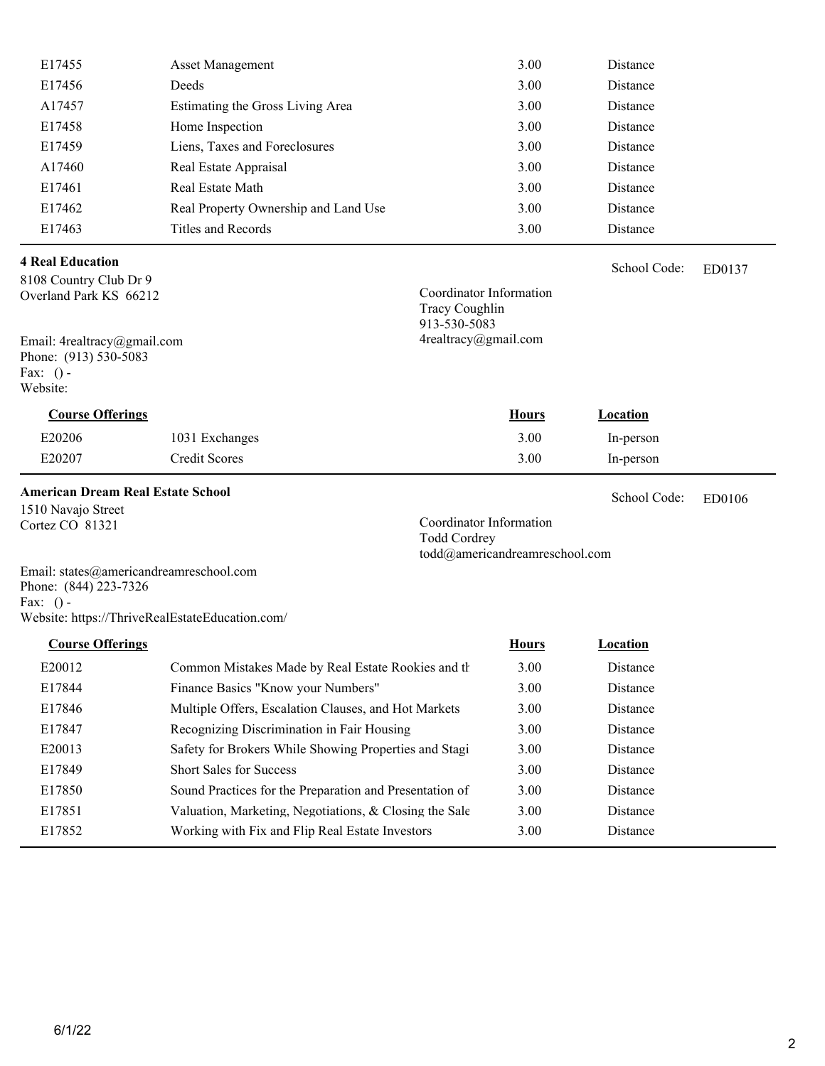| | | | |
|---|---|---|---|
| E17455 | Asset Management | 3.00 | Distance |
| E17456 | Deeds | 3.00 | Distance |
| A17457 | Estimating the Gross Living Area | 3.00 | Distance |
| E17458 | Home Inspection | 3.00 | Distance |
| E17459 | Liens, Taxes and Foreclosures | 3.00 | Distance |
| A17460 | Real Estate Appraisal | 3.00 | Distance |
| E17461 | Real Estate Math | 3.00 | Distance |
| E17462 | Real Property Ownership and Land Use | 3.00 | Distance |
| E17463 | Titles and Records | 3.00 | Distance |

**4 Real Education**

School Code: ED0137

8108 Country Club Dr 9
Overland Park KS 66212

Coordinator Information
Tracy Coughlin
913-530-5083
4realtracy@gmail.com

Email: 4realtracy@gmail.com
Phone: (913) 530-5083
Fax: () -
Website:

| Course Offerings | | Hours | Location |
|---|---|---|---|
| E20206 | 1031 Exchanges | 3.00 | In-person |
| E20207 | Credit Scores | 3.00 | In-person |

**American Dream Real Estate School**

School Code: ED0106

1510 Navajo Street
Cortez CO 81321

Coordinator Information
Todd Cordrey
todd@americandreamreschool.com

Email: states@americandreamreschool.com
Phone: (844) 223-7326
Fax: () -
Website: https://ThriveRealEstateEducation.com/

| Course Offerings | | Hours | Location |
|---|---|---|---|
| E20012 | Common Mistakes Made by Real Estate Rookies and th | 3.00 | Distance |
| E17844 | Finance Basics "Know your Numbers" | 3.00 | Distance |
| E17846 | Multiple Offers, Escalation Clauses, and Hot Markets | 3.00 | Distance |
| E17847 | Recognizing Discrimination in Fair Housing | 3.00 | Distance |
| E20013 | Safety for Brokers While Showing Properties and Stagi | 3.00 | Distance |
| E17849 | Short Sales for Success | 3.00 | Distance |
| E17850 | Sound Practices for the Preparation and Presentation of | 3.00 | Distance |
| E17851 | Valuation, Marketing, Negotiations, & Closing the Sale | 3.00 | Distance |
| E17852 | Working with Fix and Flip Real Estate Investors | 3.00 | Distance |

6/1/22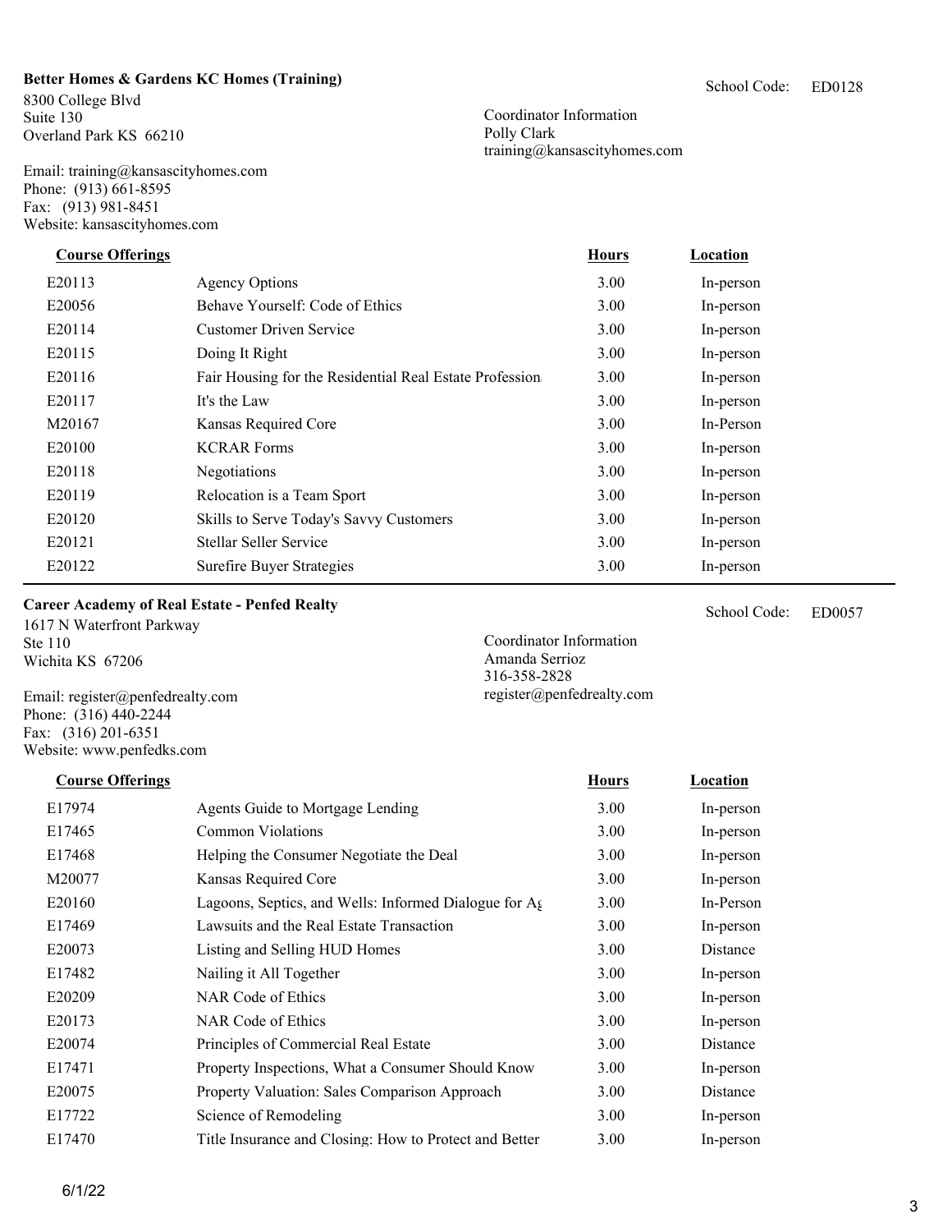**Better Homes & Gardens KC Homes (Training)**

School Code: ED0128

8300 College Blvd
Suite 130
Overland Park KS 66210

Coordinator Information
Polly Clark
training@kansascityhomes.com

Email: training@kansascityhomes.com
Phone: (913) 661-8595
Fax: (913) 981-8451
Website: kansascityhomes.com

| Course Offerings | | Hours | Location |
|---|---|---|---|
| E20113 | Agency Options | 3.00 | In-person |
| E20056 | Behave Yourself: Code of Ethics | 3.00 | In-person |
| E20114 | Customer Driven Service | 3.00 | In-person |
| E20115 | Doing It Right | 3.00 | In-person |
| E20116 | Fair Housing for the Residential Real Estate Profession | 3.00 | In-person |
| E20117 | It's the Law | 3.00 | In-person |
| M20167 | Kansas Required Core | 3.00 | In-Person |
| E20100 | KCRAR Forms | 3.00 | In-person |
| E20118 | Negotiations | 3.00 | In-person |
| E20119 | Relocation is a Team Sport | 3.00 | In-person |
| E20120 | Skills to Serve Today's Savvy Customers | 3.00 | In-person |
| E20121 | Stellar Seller Service | 3.00 | In-person |
| E20122 | Surefire Buyer Strategies | 3.00 | In-person |

**Career Academy of Real Estate - Penfed Realty**

School Code: ED0057

1617 N Waterfront Parkway
Ste 110
Wichita KS 67206

Coordinator Information
Amanda Serrioz
316-358-2828
register@penfedrealty.com

Email: register@penfedrealty.com
Phone: (316) 440-2244
Fax: (316) 201-6351
Website: www.penfedks.com

| Course Offerings | | Hours | Location |
|---|---|---|---|
| E17974 | Agents Guide to Mortgage Lending | 3.00 | In-person |
| E17465 | Common Violations | 3.00 | In-person |
| E17468 | Helping the Consumer Negotiate the Deal | 3.00 | In-person |
| M20077 | Kansas Required Core | 3.00 | In-person |
| E20160 | Lagoons, Septics, and Wells: Informed Dialogue for Ag | 3.00 | In-Person |
| E17469 | Lawsuits and the Real Estate Transaction | 3.00 | In-person |
| E20073 | Listing and Selling HUD Homes | 3.00 | Distance |
| E17482 | Nailing it All Together | 3.00 | In-person |
| E20209 | NAR Code of Ethics | 3.00 | In-person |
| E20173 | NAR Code of Ethics | 3.00 | In-person |
| E20074 | Principles of Commercial Real Estate | 3.00 | Distance |
| E17471 | Property Inspections, What a Consumer Should Know | 3.00 | In-person |
| E20075 | Property Valuation: Sales Comparison Approach | 3.00 | Distance |
| E17722 | Science of Remodeling | 3.00 | In-person |
| E17470 | Title Insurance and Closing: How to Protect and Better | 3.00 | In-person |

6/1/22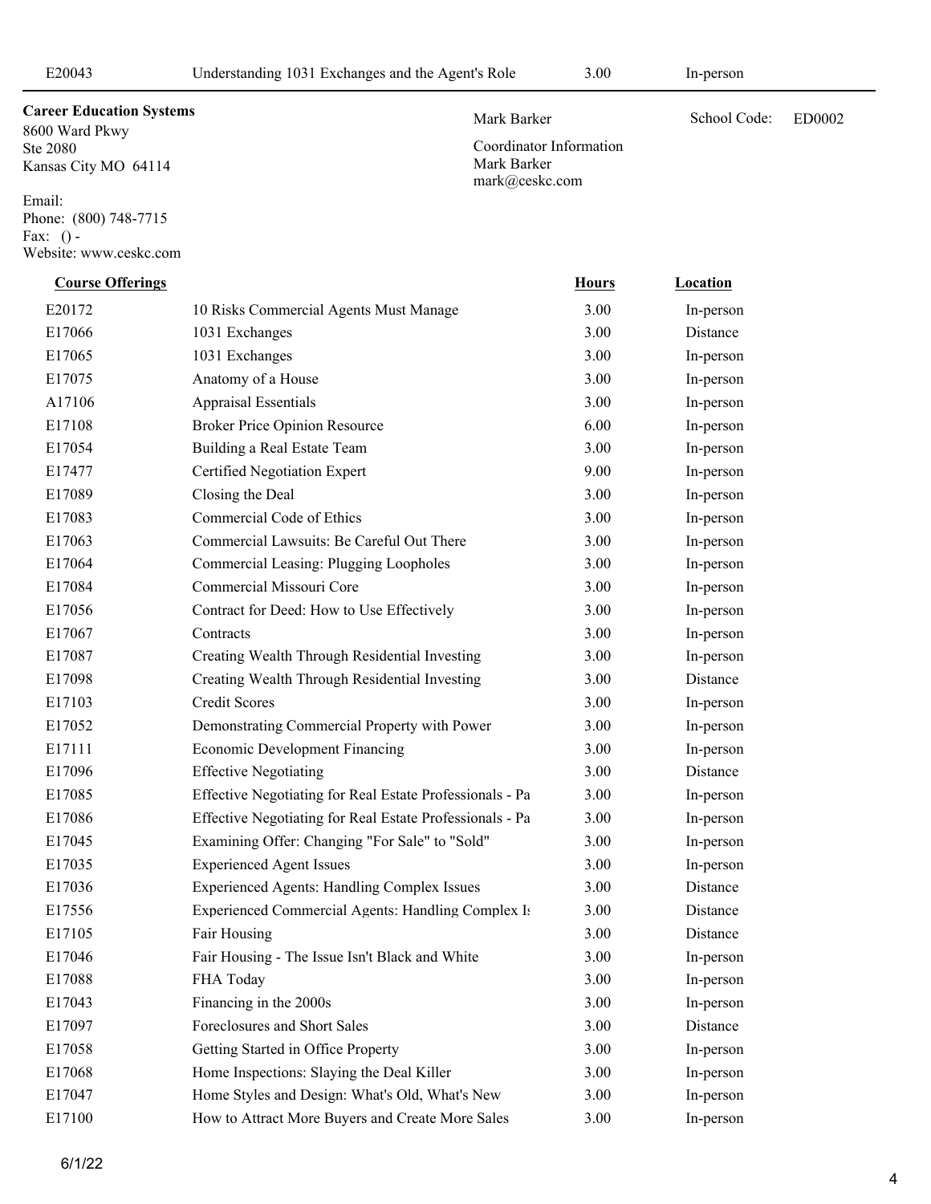| E20043 | Understanding 1031 Exchanges and the Agent's Role | 3.00 | In-person |
|---|---|---|---|

**Career Education Systems**
8600 Ward Pkwy
Ste 2080
Kansas City MO 64114

Email:
Phone: (800) 748-7715
Fax: () -
Website: www.ceskc.com

Mark Barker

Coordinator Information
Mark Barker
mark@ceskc.com

School Code: ED0002

| Course Offerings | | Hours | Location |
|---|---|---|---|
| E20172 | 10 Risks Commercial Agents Must Manage | 3.00 | In-person |
| E17066 | 1031 Exchanges | 3.00 | Distance |
| E17065 | 1031 Exchanges | 3.00 | In-person |
| E17075 | Anatomy of a House | 3.00 | In-person |
| A17106 | Appraisal Essentials | 3.00 | In-person |
| E17108 | Broker Price Opinion Resource | 6.00 | In-person |
| E17054 | Building a Real Estate Team | 3.00 | In-person |
| E17477 | Certified Negotiation Expert | 9.00 | In-person |
| E17089 | Closing the Deal | 3.00 | In-person |
| E17083 | Commercial Code of Ethics | 3.00 | In-person |
| E17063 | Commercial Lawsuits: Be Careful Out There | 3.00 | In-person |
| E17064 | Commercial Leasing: Plugging Loopholes | 3.00 | In-person |
| E17084 | Commercial Missouri Core | 3.00 | In-person |
| E17056 | Contract for Deed: How to Use Effectively | 3.00 | In-person |
| E17067 | Contracts | 3.00 | In-person |
| E17087 | Creating Wealth Through Residential Investing | 3.00 | In-person |
| E17098 | Creating Wealth Through Residential Investing | 3.00 | Distance |
| E17103 | Credit Scores | 3.00 | In-person |
| E17052 | Demonstrating Commercial Property with Power | 3.00 | In-person |
| E17111 | Economic Development Financing | 3.00 | In-person |
| E17096 | Effective Negotiating | 3.00 | Distance |
| E17085 | Effective Negotiating for Real Estate Professionals - Pa | 3.00 | In-person |
| E17086 | Effective Negotiating for Real Estate Professionals - Pa | 3.00 | In-person |
| E17045 | Examining Offer: Changing "For Sale" to "Sold" | 3.00 | In-person |
| E17035 | Experienced Agent Issues | 3.00 | In-person |
| E17036 | Experienced Agents: Handling Complex Issues | 3.00 | Distance |
| E17556 | Experienced Commercial Agents: Handling Complex Is | 3.00 | Distance |
| E17105 | Fair Housing | 3.00 | Distance |
| E17046 | Fair Housing - The Issue Isn't Black and White | 3.00 | In-person |
| E17088 | FHA Today | 3.00 | In-person |
| E17043 | Financing in the 2000s | 3.00 | In-person |
| E17097 | Foreclosures and Short Sales | 3.00 | Distance |
| E17058 | Getting Started in Office Property | 3.00 | In-person |
| E17068 | Home Inspections: Slaying the Deal Killer | 3.00 | In-person |
| E17047 | Home Styles and Design: What's Old, What's New | 3.00 | In-person |
| E17100 | How to Attract More Buyers and Create More Sales | 3.00 | In-person |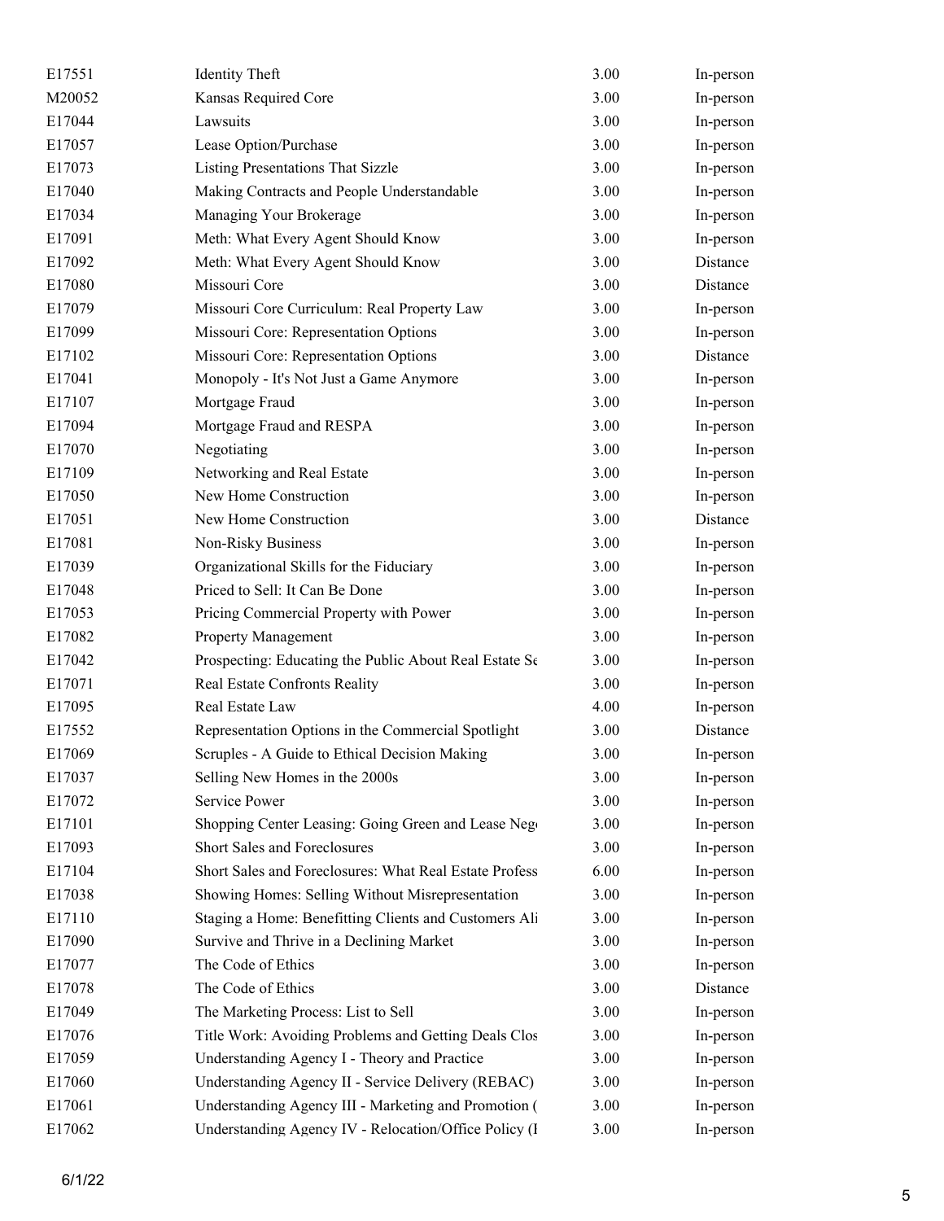| | | | |
|---|---|---|---|
| E17551 | Identity Theft | 3.00 | In-person |
| M20052 | Kansas Required Core | 3.00 | In-person |
| E17044 | Lawsuits | 3.00 | In-person |
| E17057 | Lease Option/Purchase | 3.00 | In-person |
| E17073 | Listing Presentations That Sizzle | 3.00 | In-person |
| E17040 | Making Contracts and People Understandable | 3.00 | In-person |
| E17034 | Managing Your Brokerage | 3.00 | In-person |
| E17091 | Meth: What Every Agent Should Know | 3.00 | In-person |
| E17092 | Meth: What Every Agent Should Know | 3.00 | Distance |
| E17080 | Missouri Core | 3.00 | Distance |
| E17079 | Missouri Core Curriculum: Real Property Law | 3.00 | In-person |
| E17099 | Missouri Core: Representation Options | 3.00 | In-person |
| E17102 | Missouri Core: Representation Options | 3.00 | Distance |
| E17041 | Monopoly - It's Not Just a Game Anymore | 3.00 | In-person |
| E17107 | Mortgage Fraud | 3.00 | In-person |
| E17094 | Mortgage Fraud and RESPA | 3.00 | In-person |
| E17070 | Negotiating | 3.00 | In-person |
| E17109 | Networking and Real Estate | 3.00 | In-person |
| E17050 | New Home Construction | 3.00 | In-person |
| E17051 | New Home Construction | 3.00 | Distance |
| E17081 | Non-Risky Business | 3.00 | In-person |
| E17039 | Organizational Skills for the Fiduciary | 3.00 | In-person |
| E17048 | Priced to Sell: It Can Be Done | 3.00 | In-person |
| E17053 | Pricing Commercial Property with Power | 3.00 | In-person |
| E17082 | Property Management | 3.00 | In-person |
| E17042 | Prospecting: Educating the Public About Real Estate Se | 3.00 | In-person |
| E17071 | Real Estate Confronts Reality | 3.00 | In-person |
| E17095 | Real Estate Law | 4.00 | In-person |
| E17552 | Representation Options in the Commercial Spotlight | 3.00 | Distance |
| E17069 | Scruples - A Guide to Ethical Decision Making | 3.00 | In-person |
| E17037 | Selling New Homes in the 2000s | 3.00 | In-person |
| E17072 | Service Power | 3.00 | In-person |
| E17101 | Shopping Center Leasing: Going Green and Lease Nego | 3.00 | In-person |
| E17093 | Short Sales and Foreclosures | 3.00 | In-person |
| E17104 | Short Sales and Foreclosures: What Real Estate Profess | 6.00 | In-person |
| E17038 | Showing Homes: Selling Without Misrepresentation | 3.00 | In-person |
| E17110 | Staging a Home: Benefitting Clients and Customers Ali | 3.00 | In-person |
| E17090 | Survive and Thrive in a Declining Market | 3.00 | In-person |
| E17077 | The Code of Ethics | 3.00 | In-person |
| E17078 | The Code of Ethics | 3.00 | Distance |
| E17049 | The Marketing Process: List to Sell | 3.00 | In-person |
| E17076 | Title Work: Avoiding Problems and Getting Deals Clos | 3.00 | In-person |
| E17059 | Understanding Agency I - Theory and Practice | 3.00 | In-person |
| E17060 | Understanding Agency II - Service Delivery (REBAC) | 3.00 | In-person |
| E17061 | Understanding Agency III - Marketing and Promotion ( | 3.00 | In-person |
| E17062 | Understanding Agency IV - Relocation/Office Policy (I | 3.00 | In-person |

6/1/22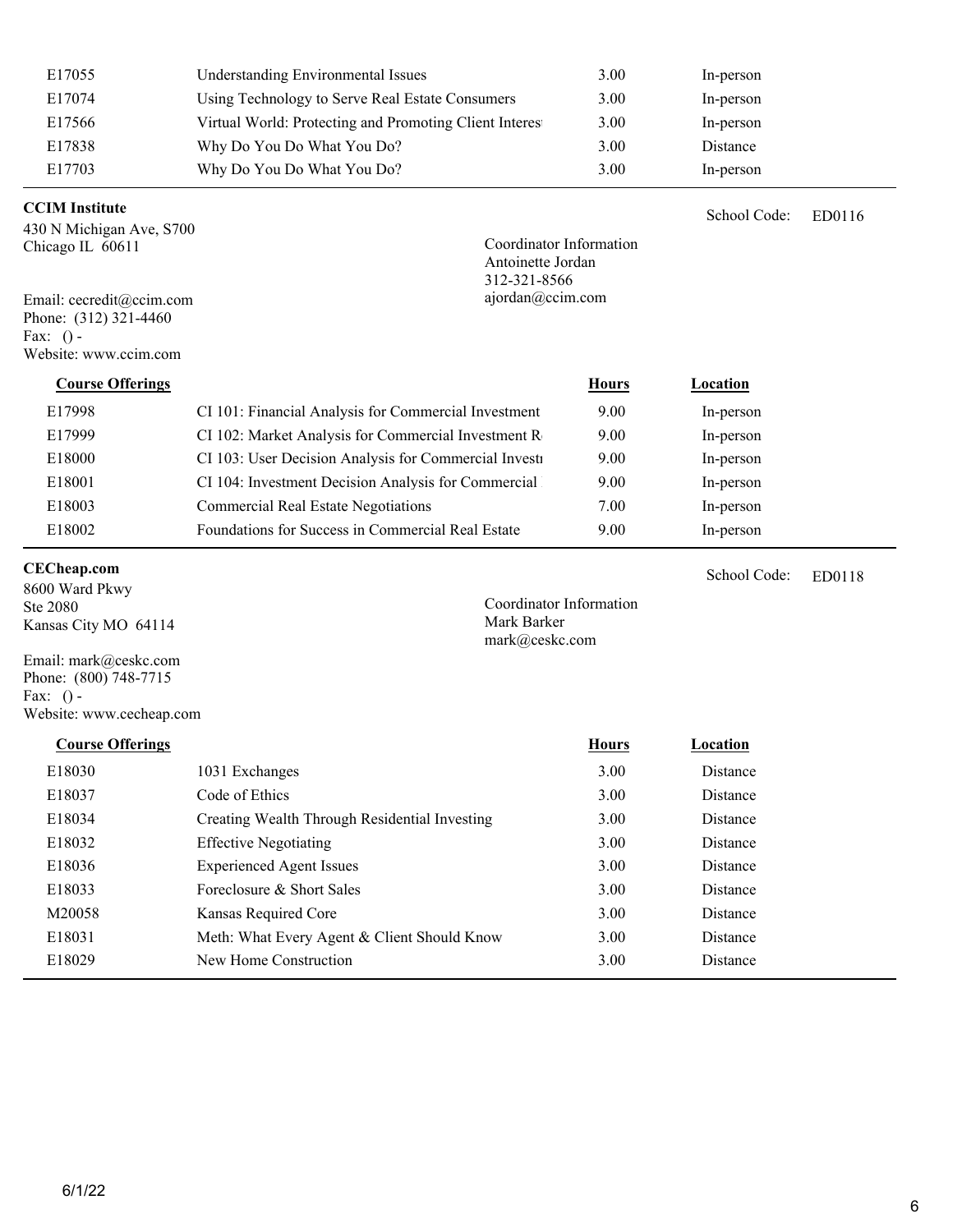| | | | |
|---|---|---|---|
| E17055 | Understanding Environmental Issues | 3.00 | In-person |
| E17074 | Using Technology to Serve Real Estate Consumers | 3.00 | In-person |
| E17566 | Virtual World: Protecting and Promoting Client Interest | 3.00 | In-person |
| E17838 | Why Do You Do What You Do? | 3.00 | Distance |
| E17703 | Why Do You Do What You Do? | 3.00 | In-person |

**CCIM Institute**

School Code: ED0116

430 N Michigan Ave, S700
Chicago IL 60611

Coordinator Information
Antoinette Jordan
312-321-8566
ajordan@ccim.com

Email: cecredit@ccim.com
Phone: (312) 321-4460
Fax: () -
Website: www.ccim.com

| Course Offerings | | Hours | Location |
|---|---|---|---|
| E17998 | CI 101: Financial Analysis for Commercial Investment | 9.00 | In-person |
| E17999 | CI 102: Market Analysis for Commercial Investment R | 9.00 | In-person |
| E18000 | CI 103: User Decision Analysis for Commercial Invest | 9.00 | In-person |
| E18001 | CI 104: Investment Decision Analysis for Commercial | 9.00 | In-person |
| E18003 | Commercial Real Estate Negotiations | 7.00 | In-person |
| E18002 | Foundations for Success in Commercial Real Estate | 9.00 | In-person |

**CECheap.com**

School Code: ED0118

8600 Ward Pkwy
Ste 2080
Kansas City MO 64114

Coordinator Information
Mark Barker
mark@ceskc.com

Email: mark@ceskc.com
Phone: (800) 748-7715
Fax: () -
Website: www.cecheap.com

| Course Offerings | | Hours | Location |
|---|---|---|---|
| E18030 | 1031 Exchanges | 3.00 | Distance |
| E18037 | Code of Ethics | 3.00 | Distance |
| E18034 | Creating Wealth Through Residential Investing | 3.00 | Distance |
| E18032 | Effective Negotiating | 3.00 | Distance |
| E18036 | Experienced Agent Issues | 3.00 | Distance |
| E18033 | Foreclosure & Short Sales | 3.00 | Distance |
| M20058 | Kansas Required Core | 3.00 | Distance |
| E18031 | Meth: What Every Agent & Client Should Know | 3.00 | Distance |
| E18029 | New Home Construction | 3.00 | Distance |

6/1/22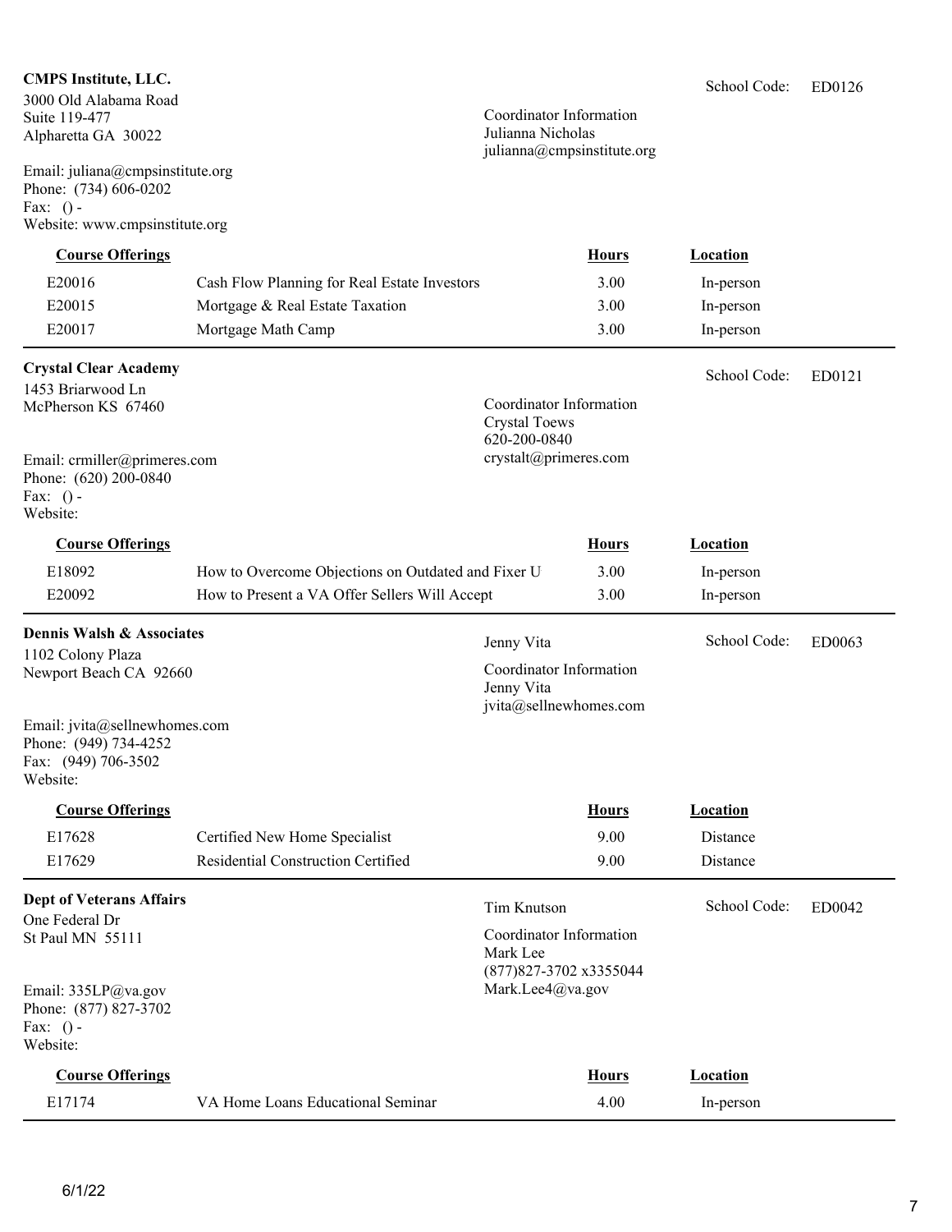**CMPS Institute, LLC.**
3000 Old Alabama Road
Suite 119-477
Alpharetta GA 30022

School Code: ED0126

Coordinator Information
Julianna Nicholas
julianna@cmpsinstitute.org

Email: juliana@cmpsinstitute.org
Phone: (734) 606-0202
Fax: () -
Website: www.cmpsinstitute.org

| Course Offerings | | Hours | Location |
|---|---|---|---|
| E20016 | Cash Flow Planning for Real Estate Investors | 3.00 | In-person |
| E20015 | Mortgage & Real Estate Taxation | 3.00 | In-person |
| E20017 | Mortgage Math Camp | 3.00 | In-person |

---

**Crystal Clear Academy**
1453 Briarwood Ln
McPherson KS 67460

School Code: ED0121

Coordinator Information
Crystal Toews
620-200-0840
crystalt@primeres.com

Email: crmiller@primeres.com
Phone: (620) 200-0840
Fax: () -
Website:

| Course Offerings | | Hours | Location |
|---|---|---|---|
| E18092 | How to Overcome Objections on Outdated and Fixer U | 3.00 | In-person |
| E20092 | How to Present a VA Offer Sellers Will Accept | 3.00 | In-person |

---

**Dennis Walsh & Associates**
1102 Colony Plaza
Newport Beach CA 92660

Jenny Vita

School Code: ED0063

Coordinator Information
Jenny Vita
jvita@sellnewhomes.com

Email: jvita@sellnewhomes.com
Phone: (949) 734-4252
Fax: (949) 706-3502
Website:

| Course Offerings | | Hours | Location |
|---|---|---|---|
| E17628 | Certified New Home Specialist | 9.00 | Distance |
| E17629 | Residential Construction Certified | 9.00 | Distance |

---

**Dept of Veterans Affairs**
One Federal Dr
St Paul MN 55111

Tim Knutson

School Code: ED0042

Coordinator Information
Mark Lee
(877)827-3702 x3355044
Mark.Lee4@va.gov

Email: 335LP@va.gov
Phone: (877) 827-3702
Fax: () -
Website:

| Course Offerings | | Hours | Location |
|---|---|---|---|
| E17174 | VA Home Loans Educational Seminar | 4.00 | In-person |

6/1/22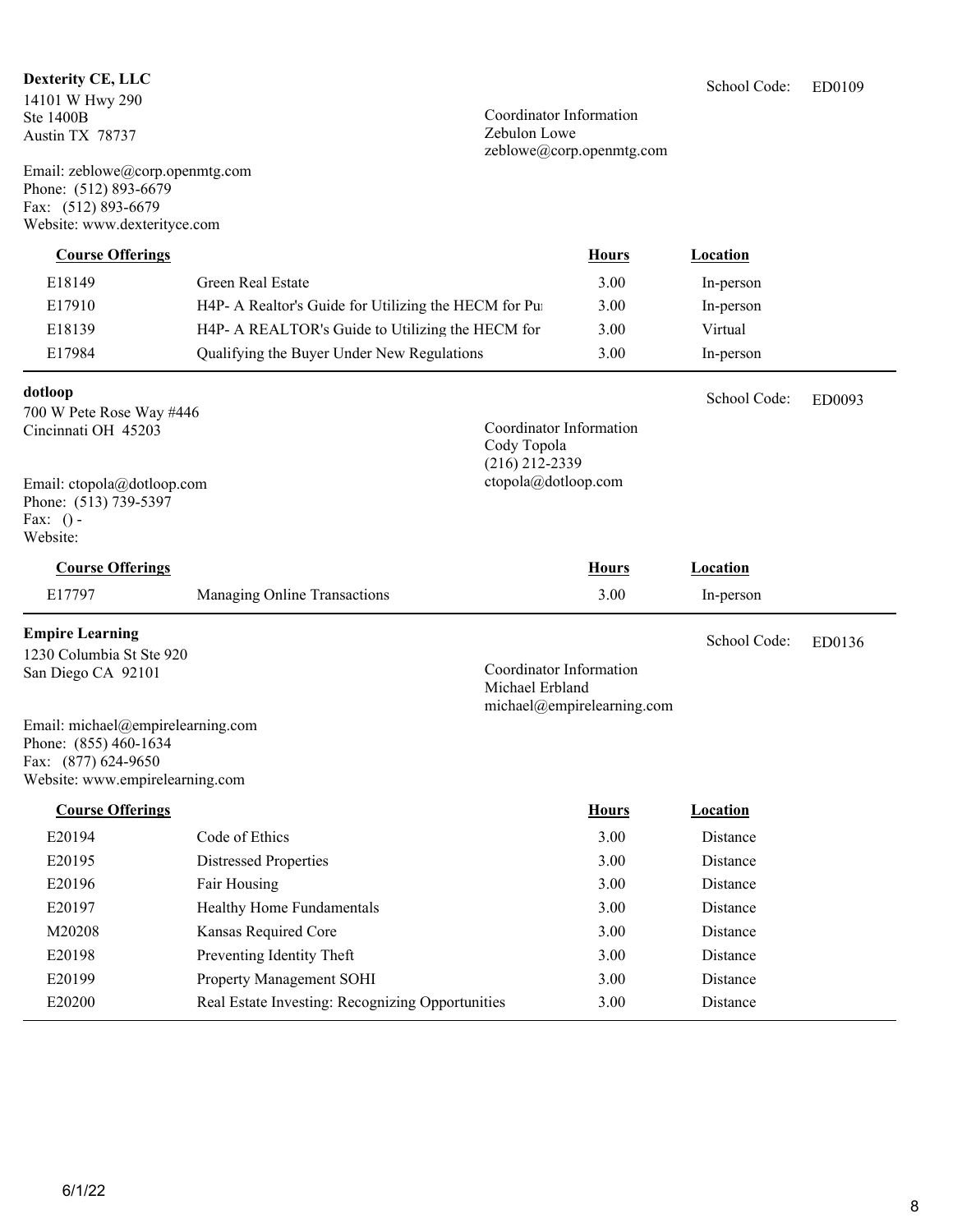**Dexterity CE, LLC**

14101 W Hwy 290
Ste 1400B
Austin TX 78737

School Code: ED0109

Coordinator Information
Zebulon Lowe
zeblowe@corp.openmtg.com

Email: zeblowe@corp.openmtg.com
Phone: (512) 893-6679
Fax: (512) 893-6679
Website: www.dexterityce.com

| Course Offerings | | Hours | Location |
|---|---|---|---|
| E18149 | Green Real Estate | 3.00 | In-person |
| E17910 | H4P- A Realtor's Guide for Utilizing the HECM for Pu | 3.00 | In-person |
| E18139 | H4P- A REALTOR's Guide to Utilizing the HECM for | 3.00 | Virtual |
| E17984 | Qualifying the Buyer Under New Regulations | 3.00 | In-person |

---

**dotloop**

700 W Pete Rose Way #446
Cincinnati OH 45203

School Code: ED0093

Coordinator Information
Cody Topola
(216) 212-2339
ctopola@dotloop.com

Email: ctopola@dotloop.com
Phone: (513) 739-5397
Fax: () -
Website:

| Course Offerings | | Hours | Location |
|---|---|---|---|
| E17797 | Managing Online Transactions | 3.00 | In-person |

---

**Empire Learning**

1230 Columbia St Ste 920
San Diego CA 92101

School Code: ED0136

Coordinator Information
Michael Erbland
michael@empirelearning.com

Email: michael@empirelearning.com
Phone: (855) 460-1634
Fax: (877) 624-9650
Website: www.empirelearning.com

| Course Offerings | | Hours | Location |
|---|---|---|---|
| E20194 | Code of Ethics | 3.00 | Distance |
| E20195 | Distressed Properties | 3.00 | Distance |
| E20196 | Fair Housing | 3.00 | Distance |
| E20197 | Healthy Home Fundamentals | 3.00 | Distance |
| M20208 | Kansas Required Core | 3.00 | Distance |
| E20198 | Preventing Identity Theft | 3.00 | Distance |
| E20199 | Property Management SOHI | 3.00 | Distance |
| E20200 | Real Estate Investing: Recognizing Opportunities | 3.00 | Distance |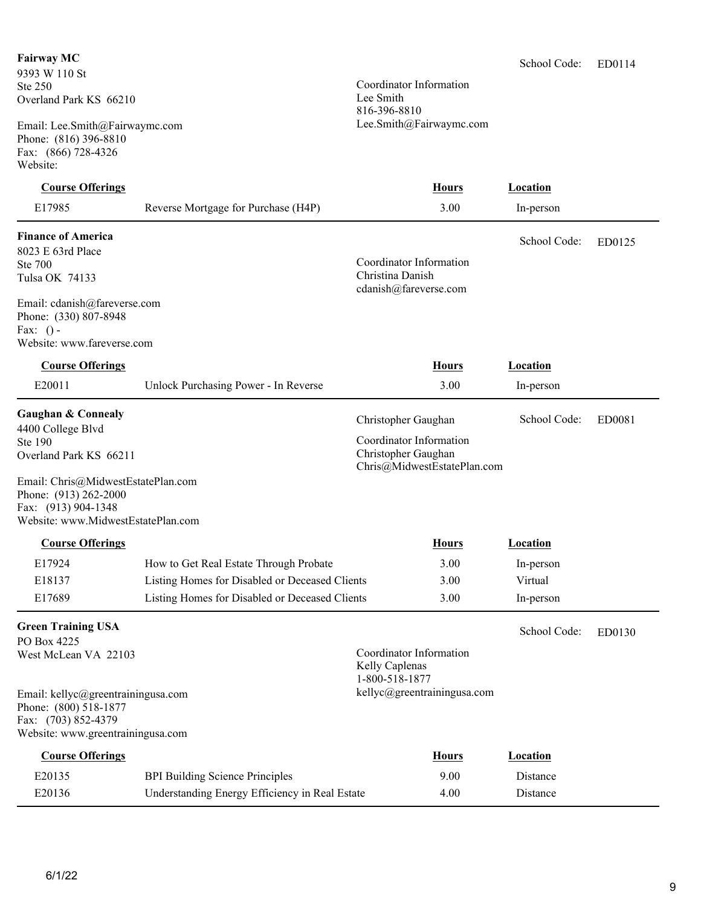**Fairway MC**
9393 W 110 St
Ste 250
Overland Park KS 66210

Email: Lee.Smith@Fairwaymc.com
Phone: (816) 396-8810
Fax: (866) 728-4326
Website:

School Code: ED0114

Coordinator Information
Lee Smith
816-396-8810
Lee.Smith@Fairwaymc.com

| Course Offerings | | Hours | Location |
|---|---|---|---|
| E17985 | Reverse Mortgage for Purchase (H4P) | 3.00 | In-person |

---

**Finance of America**
8023 E 63rd Place
Ste 700
Tulsa OK 74133

Email: cdanish@fareverse.com
Phone: (330) 807-8948
Fax: () -
Website: www.fareverse.com

School Code: ED0125

Coordinator Information
Christina Danish
cdanish@fareverse.com

| Course Offerings | | Hours | Location |
|---|---|---|---|
| E20011 | Unlock Purchasing Power - In Reverse | 3.00 | In-person |

---

**Gaughan & Connealy**
4400 College Blvd
Ste 190
Overland Park KS 66211

Email: Chris@MidwestEstatePlan.com
Phone: (913) 262-2000
Fax: (913) 904-1348
Website: www.MidwestEstatePlan.com

Christopher Gaughan

School Code: ED0081

Coordinator Information
Christopher Gaughan
Chris@MidwestEstatePlan.com

| Course Offerings | | Hours | Location |
|---|---|---|---|
| E17924 | How to Get Real Estate Through Probate | 3.00 | In-person |
| E18137 | Listing Homes for Disabled or Deceased Clients | 3.00 | Virtual |
| E17689 | Listing Homes for Disabled or Deceased Clients | 3.00 | In-person |

---

**Green Training USA**
PO Box 4225
West McLean VA 22103

Email: kellyc@greentrainingusa.com
Phone: (800) 518-1877
Fax: (703) 852-4379
Website: www.greentrainingusa.com

School Code: ED0130

Coordinator Information
Kelly Caplenas
1-800-518-1877
kellyc@greentrainingusa.com

| Course Offerings | | Hours | Location |
|---|---|---|---|
| E20135 | BPI Building Science Principles | 9.00 | Distance |
| E20136 | Understanding Energy Efficiency in Real Estate | 4.00 | Distance |

6/1/22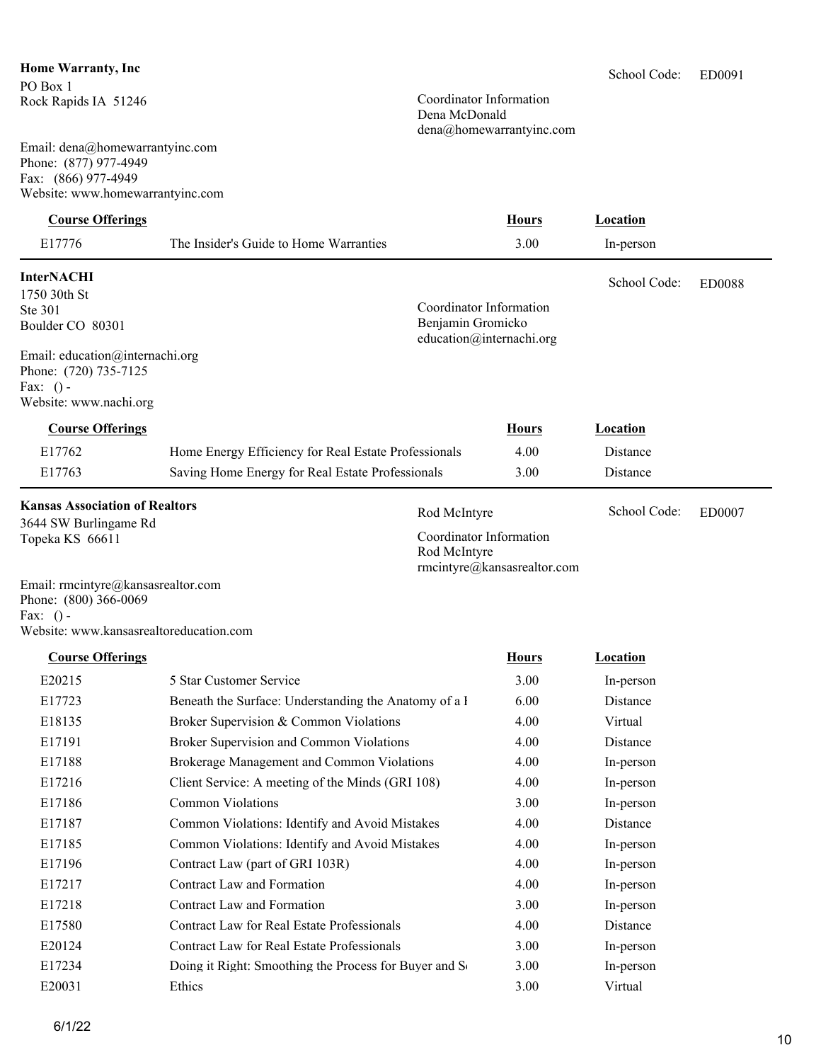**Home Warranty, Inc**

PO Box 1
Rock Rapids IA 51246

School Code: ED0091

Coordinator Information
Dena McDonald
dena@homewarrantyinc.com

Email: dena@homewarrantyinc.com
Phone: (877) 977-4949
Fax: (866) 977-4949
Website: www.homewarrantyinc.com

| Course Offerings | | Hours | Location |
|---|---|---|---|
| E17776 | The Insider's Guide to Home Warranties | 3.00 | In-person |

---

**InterNACHI**

1750 30th St
Ste 301
Boulder CO 80301

School Code: ED0088

Coordinator Information
Benjamin Gromicko
education@internachi.org

Email: education@internachi.org
Phone: (720) 735-7125
Fax: () -
Website: www.nachi.org

| Course Offerings | | Hours | Location |
|---|---|---|---|
| E17762 | Home Energy Efficiency for Real Estate Professionals | 4.00 | Distance |
| E17763 | Saving Home Energy for Real Estate Professionals | 3.00 | Distance |

---

**Kansas Association of Realtors**

3644 SW Burlingame Rd
Topeka KS 66611

Rod McIntyre

School Code: ED0007

Coordinator Information
Rod McIntyre
rmcintyre@kansasrealtor.com

Email: rmcintyre@kansasrealtor.com
Phone: (800) 366-0069
Fax: () -
Website: www.kansasrealtoreducation.com

| Course Offerings | | Hours | Location |
|---|---|---|---|
| E20215 | 5 Star Customer Service | 3.00 | In-person |
| E17723 | Beneath the Surface: Understanding the Anatomy of a I | 6.00 | Distance |
| E18135 | Broker Supervision & Common Violations | 4.00 | Virtual |
| E17191 | Broker Supervision and Common Violations | 4.00 | Distance |
| E17188 | Brokerage Management and Common Violations | 4.00 | In-person |
| E17216 | Client Service: A meeting of the Minds (GRI 108) | 4.00 | In-person |
| E17186 | Common Violations | 3.00 | In-person |
| E17187 | Common Violations: Identify and Avoid Mistakes | 4.00 | Distance |
| E17185 | Common Violations: Identify and Avoid Mistakes | 4.00 | In-person |
| E17196 | Contract Law (part of GRI 103R) | 4.00 | In-person |
| E17217 | Contract Law and Formation | 4.00 | In-person |
| E17218 | Contract Law and Formation | 3.00 | In-person |
| E17580 | Contract Law for Real Estate Professionals | 4.00 | Distance |
| E20124 | Contract Law for Real Estate Professionals | 3.00 | In-person |
| E17234 | Doing it Right: Smoothing the Process for Buyer and S | 3.00 | In-person |
| E20031 | Ethics | 3.00 | Virtual |

6/1/22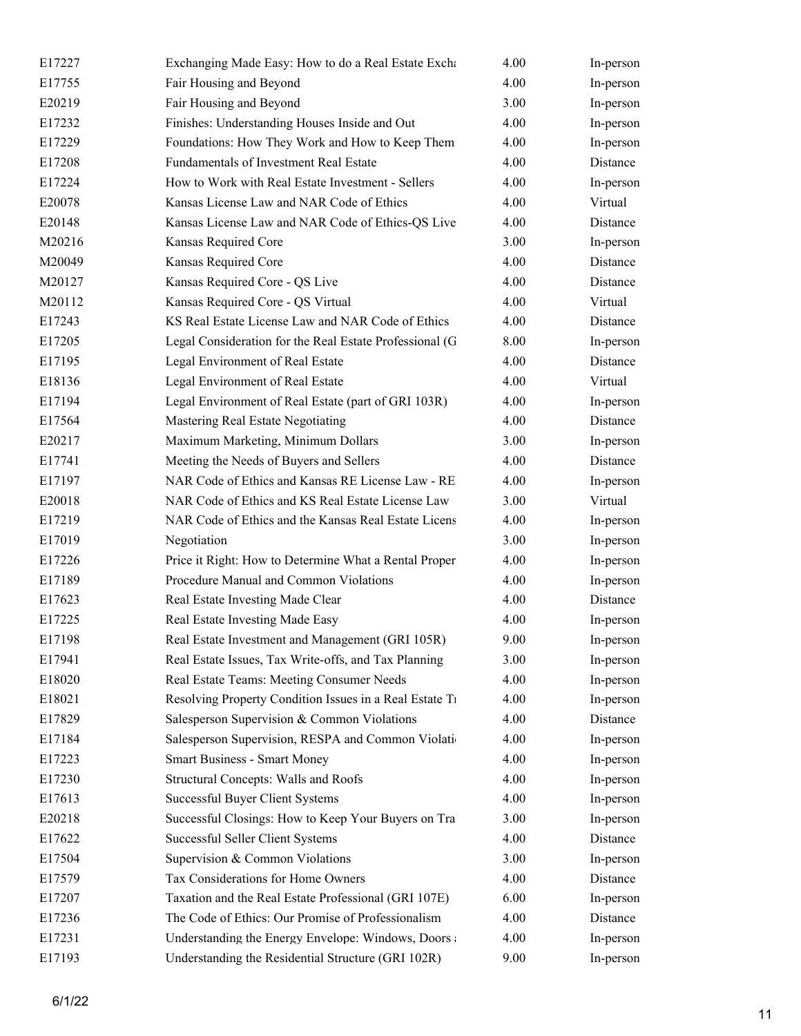| | | | |
|---|---|---|---|
| E17227 | Exchanging Made Easy: How to do a Real Estate Excha | 4.00 | In-person |
| E17755 | Fair Housing and Beyond | 4.00 | In-person |
| E20219 | Fair Housing and Beyond | 3.00 | In-person |
| E17232 | Finishes: Understanding Houses Inside and Out | 4.00 | In-person |
| E17229 | Foundations: How They Work and How to Keep Them | 4.00 | In-person |
| E17208 | Fundamentals of Investment Real Estate | 4.00 | Distance |
| E17224 | How to Work with Real Estate Investment - Sellers | 4.00 | In-person |
| E20078 | Kansas License Law and NAR Code of Ethics | 4.00 | Virtual |
| E20148 | Kansas License Law and NAR Code of Ethics-QS Live | 4.00 | Distance |
| M20216 | Kansas Required Core | 3.00 | In-person |
| M20049 | Kansas Required Core | 4.00 | Distance |
| M20127 | Kansas Required Core - QS Live | 4.00 | Distance |
| M20112 | Kansas Required Core - QS Virtual | 4.00 | Virtual |
| E17243 | KS Real Estate License Law and NAR Code of Ethics | 4.00 | Distance |
| E17205 | Legal Consideration for the Real Estate Professional (G | 8.00 | In-person |
| E17195 | Legal Environment of Real Estate | 4.00 | Distance |
| E18136 | Legal Environment of Real Estate | 4.00 | Virtual |
| E17194 | Legal Environment of Real Estate (part of GRI 103R) | 4.00 | In-person |
| E17564 | Mastering Real Estate Negotiating | 4.00 | Distance |
| E20217 | Maximum Marketing, Minimum Dollars | 3.00 | In-person |
| E17741 | Meeting the Needs of Buyers and Sellers | 4.00 | Distance |
| E17197 | NAR Code of Ethics and Kansas RE License Law - RE | 4.00 | In-person |
| E20018 | NAR Code of Ethics and KS Real Estate License Law | 3.00 | Virtual |
| E17219 | NAR Code of Ethics and the Kansas Real Estate Licens | 4.00 | In-person |
| E17019 | Negotiation | 3.00 | In-person |
| E17226 | Price it Right: How to Determine What a Rental Proper | 4.00 | In-person |
| E17189 | Procedure Manual and Common Violations | 4.00 | In-person |
| E17623 | Real Estate Investing Made Clear | 4.00 | Distance |
| E17225 | Real Estate Investing Made Easy | 4.00 | In-person |
| E17198 | Real Estate Investment and Management (GRI 105R) | 9.00 | In-person |
| E17941 | Real Estate Issues, Tax Write-offs, and Tax Planning | 3.00 | In-person |
| E18020 | Real Estate Teams: Meeting Consumer Needs | 4.00 | In-person |
| E18021 | Resolving Property Condition Issues in a Real Estate Tr | 4.00 | In-person |
| E17829 | Salesperson Supervision & Common Violations | 4.00 | Distance |
| E17184 | Salesperson Supervision, RESPA and Common Violati | 4.00 | In-person |
| E17223 | Smart Business - Smart Money | 4.00 | In-person |
| E17230 | Structural Concepts: Walls and Roofs | 4.00 | In-person |
| E17613 | Successful Buyer Client Systems | 4.00 | In-person |
| E20218 | Successful Closings: How to Keep Your Buyers on Tra | 3.00 | In-person |
| E17622 | Successful Seller Client Systems | 4.00 | Distance |
| E17504 | Supervision & Common Violations | 3.00 | In-person |
| E17579 | Tax Considerations for Home Owners | 4.00 | Distance |
| E17207 | Taxation and the Real Estate Professional (GRI 107E) | 6.00 | In-person |
| E17236 | The Code of Ethics: Our Promise of Professionalism | 4.00 | Distance |
| E17231 | Understanding the Energy Envelope: Windows, Doors a | 4.00 | In-person |
| E17193 | Understanding the Residential Structure (GRI 102R) | 9.00 | In-person |

6/1/22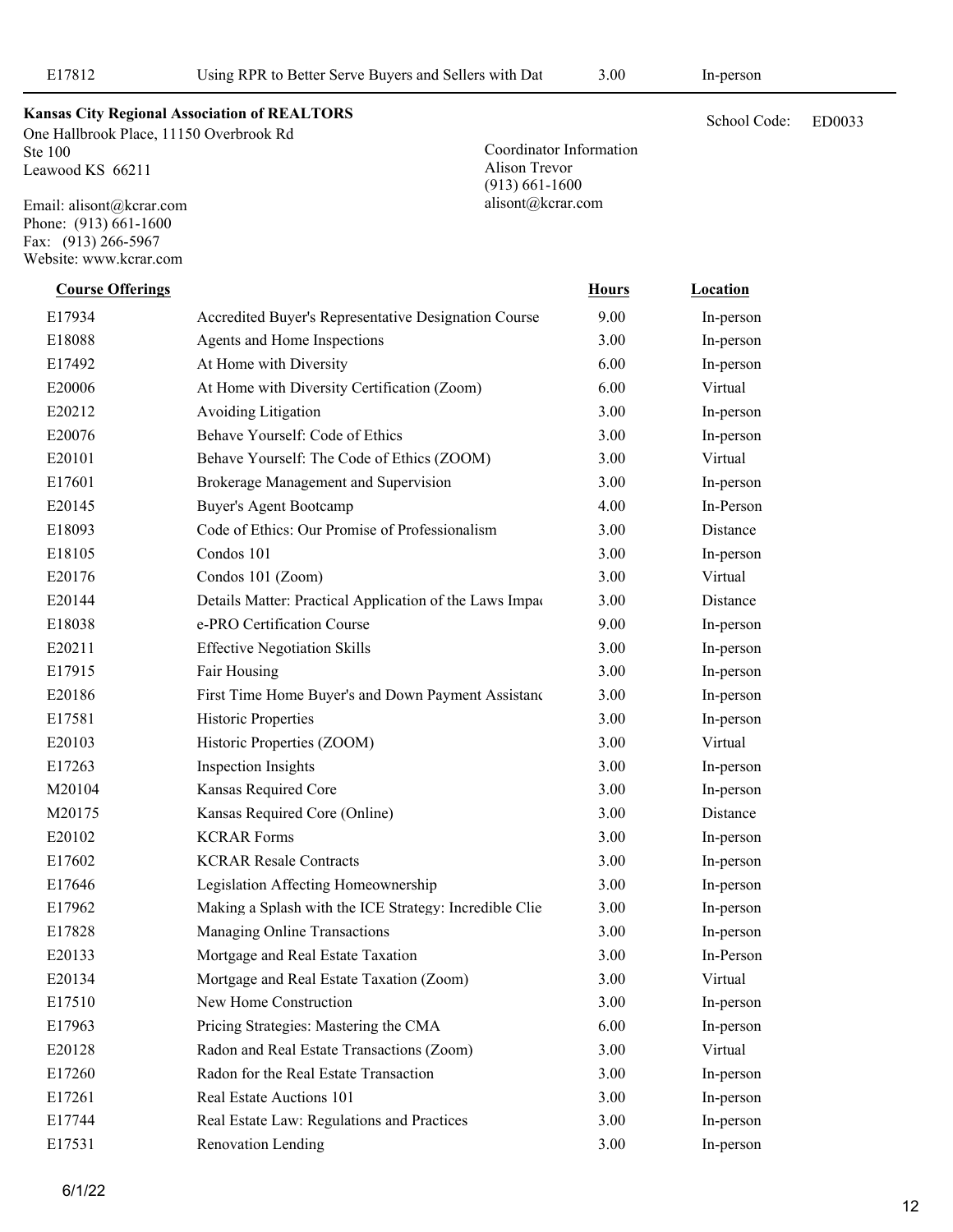| E17812 | Using RPR to Better Serve Buyers and Sellers with Dat | 3.00 | In-person |
|---|---|---|---|

**Kansas City Regional Association of REALTORS**

School Code: ED0033

One Hallbrook Place, 11150 Overbrook Rd
Ste 100
Leawood KS 66211

Email: alisont@kcrar.com
Phone: (913) 661-1600
Fax: (913) 266-5967
Website: www.kcrar.com

Coordinator Information
Alison Trevor
(913) 661-1600
alisont@kcrar.com

| Course Offerings | | Hours | Location |
|---|---|---|---|
| E17934 | Accredited Buyer's Representative Designation Course | 9.00 | In-person |
| E18088 | Agents and Home Inspections | 3.00 | In-person |
| E17492 | At Home with Diversity | 6.00 | In-person |
| E20006 | At Home with Diversity Certification (Zoom) | 6.00 | Virtual |
| E20212 | Avoiding Litigation | 3.00 | In-person |
| E20076 | Behave Yourself: Code of Ethics | 3.00 | In-person |
| E20101 | Behave Yourself: The Code of Ethics (ZOOM) | 3.00 | Virtual |
| E17601 | Brokerage Management and Supervision | 3.00 | In-person |
| E20145 | Buyer's Agent Bootcamp | 4.00 | In-Person |
| E18093 | Code of Ethics: Our Promise of Professionalism | 3.00 | Distance |
| E18105 | Condos 101 | 3.00 | In-person |
| E20176 | Condos 101 (Zoom) | 3.00 | Virtual |
| E20144 | Details Matter: Practical Application of the Laws Impac | 3.00 | Distance |
| E18038 | e-PRO Certification Course | 9.00 | In-person |
| E20211 | Effective Negotiation Skills | 3.00 | In-person |
| E17915 | Fair Housing | 3.00 | In-person |
| E20186 | First Time Home Buyer's and Down Payment Assistanc | 3.00 | In-person |
| E17581 | Historic Properties | 3.00 | In-person |
| E20103 | Historic Properties (ZOOM) | 3.00 | Virtual |
| E17263 | Inspection Insights | 3.00 | In-person |
| M20104 | Kansas Required Core | 3.00 | In-person |
| M20175 | Kansas Required Core (Online) | 3.00 | Distance |
| E20102 | KCRAR Forms | 3.00 | In-person |
| E17602 | KCRAR Resale Contracts | 3.00 | In-person |
| E17646 | Legislation Affecting Homeownership | 3.00 | In-person |
| E17962 | Making a Splash with the ICE Strategy: Incredible Clie | 3.00 | In-person |
| E17828 | Managing Online Transactions | 3.00 | In-person |
| E20133 | Mortgage and Real Estate Taxation | 3.00 | In-Person |
| E20134 | Mortgage and Real Estate Taxation (Zoom) | 3.00 | Virtual |
| E17510 | New Home Construction | 3.00 | In-person |
| E17963 | Pricing Strategies: Mastering the CMA | 6.00 | In-person |
| E20128 | Radon and Real Estate Transactions (Zoom) | 3.00 | Virtual |
| E17260 | Radon for the Real Estate Transaction | 3.00 | In-person |
| E17261 | Real Estate Auctions 101 | 3.00 | In-person |
| E17744 | Real Estate Law: Regulations and Practices | 3.00 | In-person |
| E17531 | Renovation Lending | 3.00 | In-person |

6/1/22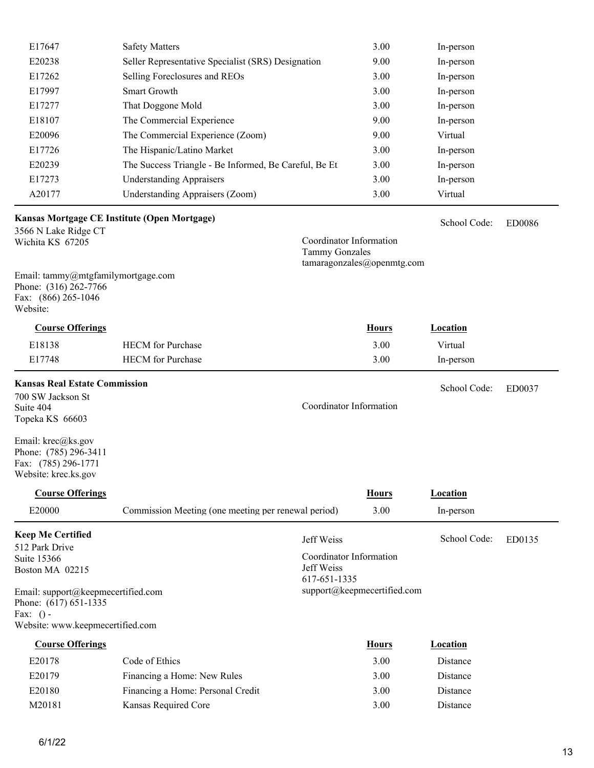| | | | |
|---|---|---|---|
| E17647 | Safety Matters | 3.00 | In-person |
| E20238 | Seller Representative Specialist (SRS) Designation | 9.00 | In-person |
| E17262 | Selling Foreclosures and REOs | 3.00 | In-person |
| E17997 | Smart Growth | 3.00 | In-person |
| E17277 | That Doggone Mold | 3.00 | In-person |
| E18107 | The Commercial Experience | 9.00 | In-person |
| E20096 | The Commercial Experience (Zoom) | 9.00 | Virtual |
| E17726 | The Hispanic/Latino Market | 3.00 | In-person |
| E20239 | The Success Triangle - Be Informed, Be Careful, Be Et | 3.00 | In-person |
| E17273 | Understanding Appraisers | 3.00 | In-person |
| A20177 | Understanding Appraisers (Zoom) | 3.00 | Virtual |

### Kansas Mortgage CE Institute (Open Mortgage)

School Code: ED0086

3566 N Lake Ridge CT
Wichita KS 67205

Coordinator Information
Tammy Gonzales
tamaragonzales@openmtg.com

Email: tammy@mtgfamilymortgage.com
Phone: (316) 262-7766
Fax: (866) 265-1046
Website:

| Course Offerings | | Hours | Location |
|---|---|---|---|
| E18138 | HECM for Purchase | 3.00 | Virtual |
| E17748 | HECM for Purchase | 3.00 | In-person |

### Kansas Real Estate Commission

School Code: ED0037

700 SW Jackson St
Suite 404
Topeka KS 66603

Coordinator Information

Email: krec@ks.gov
Phone: (785) 296-3411
Fax: (785) 296-1771
Website: krec.ks.gov

| Course Offerings | | Hours | Location |
|---|---|---|---|
| E20000 | Commission Meeting (one meeting per renewal period) | 3.00 | In-person |

### Keep Me Certified

School Code: ED0135

512 Park Drive
Suite 15366
Boston MA 02215

Jeff Weiss

Coordinator Information
Jeff Weiss
617-651-1335
support@keepmecertified.com

Email: support@keepmecertified.com
Phone: (617) 651-1335
Fax: () -
Website: www.keepmecertified.com

| Course Offerings | | Hours | Location |
|---|---|---|---|
| E20178 | Code of Ethics | 3.00 | Distance |
| E20179 | Financing a Home: New Rules | 3.00 | Distance |
| E20180 | Financing a Home: Personal Credit | 3.00 | Distance |
| M20181 | Kansas Required Core | 3.00 | Distance |

6/1/22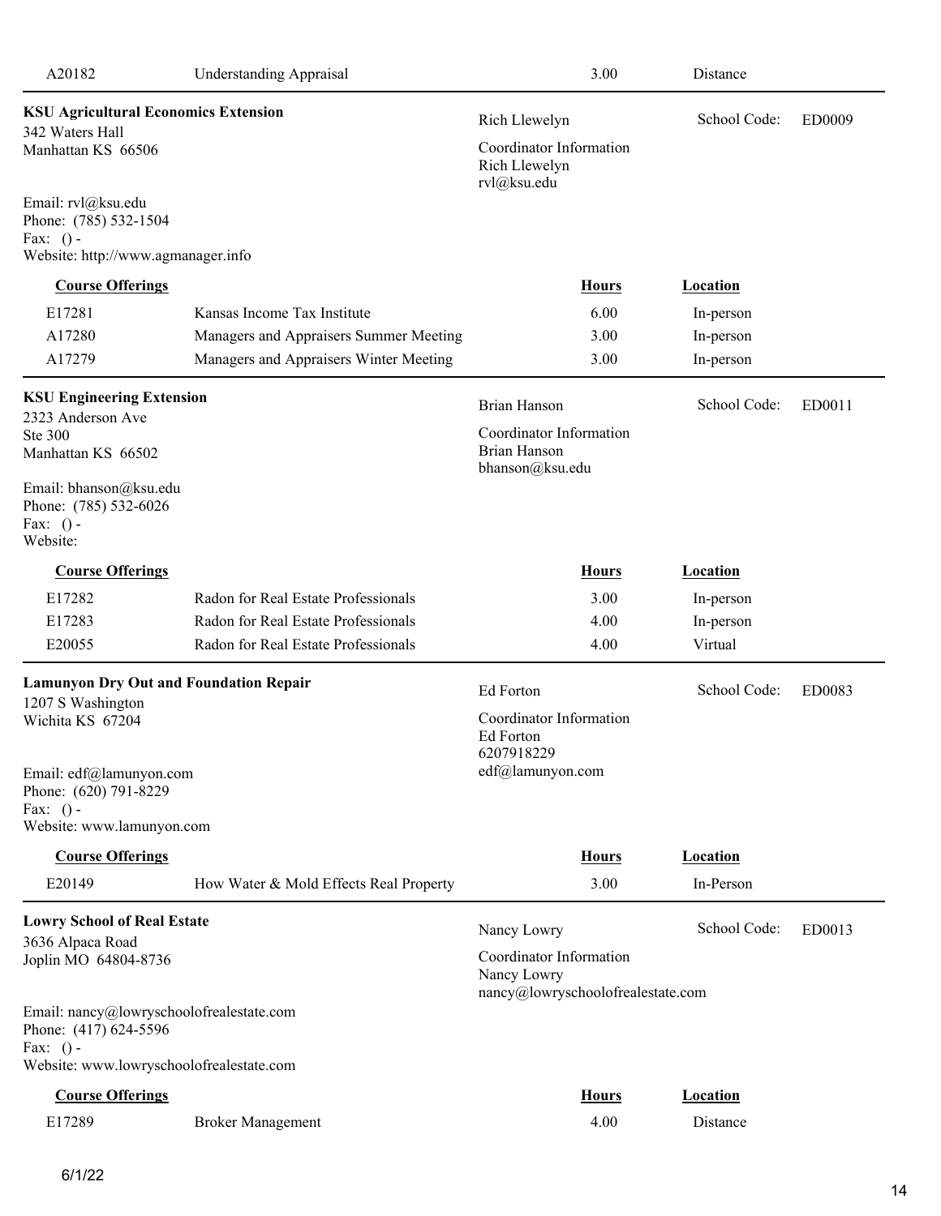| A20182 | Understanding Appraisal | 3.00 | Distance |
|---|---|---|---|

**KSU Agricultural Economics Extension**
342 Waters Hall
Manhattan KS 66506

Email: rvl@ksu.edu
Phone: (785) 532-1504
Fax: () -
Website: http://www.agmanager.info

Rich Llewelyn

Coordinator Information
Rich Llewelyn
rvl@ksu.edu

School Code: ED0009

| Course Offerings | | Hours | Location |
|---|---|---|---|
| E17281 | Kansas Income Tax Institute | 6.00 | In-person |
| A17280 | Managers and Appraisers Summer Meeting | 3.00 | In-person |
| A17279 | Managers and Appraisers Winter Meeting | 3.00 | In-person |

**KSU Engineering Extension**
2323 Anderson Ave
Ste 300
Manhattan KS 66502

Email: bhanson@ksu.edu
Phone: (785) 532-6026
Fax: () -
Website:

Brian Hanson

Coordinator Information
Brian Hanson
bhanson@ksu.edu

School Code: ED0011

| Course Offerings | | Hours | Location |
|---|---|---|---|
| E17282 | Radon for Real Estate Professionals | 3.00 | In-person |
| E17283 | Radon for Real Estate Professionals | 4.00 | In-person |
| E20055 | Radon for Real Estate Professionals | 4.00 | Virtual |

**Lamunyon Dry Out and Foundation Repair**
1207 S Washington
Wichita KS 67204

Email: edf@lamunyon.com
Phone: (620) 791-8229
Fax: () -
Website: www.lamunyon.com

Ed Forton

Coordinator Information
Ed Forton
6207918229
edf@lamunyon.com

School Code: ED0083

| Course Offerings | | Hours | Location |
|---|---|---|---|
| E20149 | How Water & Mold Effects Real Property | 3.00 | In-Person |

**Lowry School of Real Estate**
3636 Alpaca Road
Joplin MO 64804-8736

Email: nancy@lowryschoolofrealestate.com
Phone: (417) 624-5596
Fax: () -
Website: www.lowryschoolofrealestate.com

Nancy Lowry

Coordinator Information
Nancy Lowry
nancy@lowryschoolofrealestate.com

School Code: ED0013

| Course Offerings | | Hours | Location |
|---|---|---|---|
| E17289 | Broker Management | 4.00 | Distance |

6/1/22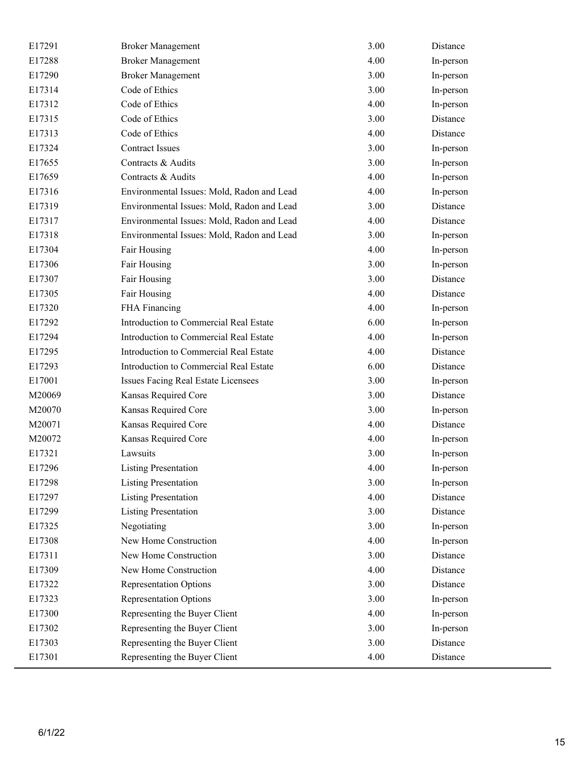| | | | |
|---|---|---|---|
| E17291 | Broker Management | 3.00 | Distance |
| E17288 | Broker Management | 4.00 | In-person |
| E17290 | Broker Management | 3.00 | In-person |
| E17314 | Code of Ethics | 3.00 | In-person |
| E17312 | Code of Ethics | 4.00 | In-person |
| E17315 | Code of Ethics | 3.00 | Distance |
| E17313 | Code of Ethics | 4.00 | Distance |
| E17324 | Contract Issues | 3.00 | In-person |
| E17655 | Contracts & Audits | 3.00 | In-person |
| E17659 | Contracts & Audits | 4.00 | In-person |
| E17316 | Environmental Issues: Mold, Radon and Lead | 4.00 | In-person |
| E17319 | Environmental Issues: Mold, Radon and Lead | 3.00 | Distance |
| E17317 | Environmental Issues: Mold, Radon and Lead | 4.00 | Distance |
| E17318 | Environmental Issues: Mold, Radon and Lead | 3.00 | In-person |
| E17304 | Fair Housing | 4.00 | In-person |
| E17306 | Fair Housing | 3.00 | In-person |
| E17307 | Fair Housing | 3.00 | Distance |
| E17305 | Fair Housing | 4.00 | Distance |
| E17320 | FHA Financing | 4.00 | In-person |
| E17292 | Introduction to Commercial Real Estate | 6.00 | In-person |
| E17294 | Introduction to Commercial Real Estate | 4.00 | In-person |
| E17295 | Introduction to Commercial Real Estate | 4.00 | Distance |
| E17293 | Introduction to Commercial Real Estate | 6.00 | Distance |
| E17001 | Issues Facing Real Estate Licensees | 3.00 | In-person |
| M20069 | Kansas Required Core | 3.00 | Distance |
| M20070 | Kansas Required Core | 3.00 | In-person |
| M20071 | Kansas Required Core | 4.00 | Distance |
| M20072 | Kansas Required Core | 4.00 | In-person |
| E17321 | Lawsuits | 3.00 | In-person |
| E17296 | Listing Presentation | 4.00 | In-person |
| E17298 | Listing Presentation | 3.00 | In-person |
| E17297 | Listing Presentation | 4.00 | Distance |
| E17299 | Listing Presentation | 3.00 | Distance |
| E17325 | Negotiating | 3.00 | In-person |
| E17308 | New Home Construction | 4.00 | In-person |
| E17311 | New Home Construction | 3.00 | Distance |
| E17309 | New Home Construction | 4.00 | Distance |
| E17322 | Representation Options | 3.00 | Distance |
| E17323 | Representation Options | 3.00 | In-person |
| E17300 | Representing the Buyer Client | 4.00 | In-person |
| E17302 | Representing the Buyer Client | 3.00 | In-person |
| E17303 | Representing the Buyer Client | 3.00 | Distance |
| E17301 | Representing the Buyer Client | 4.00 | Distance |

6/1/22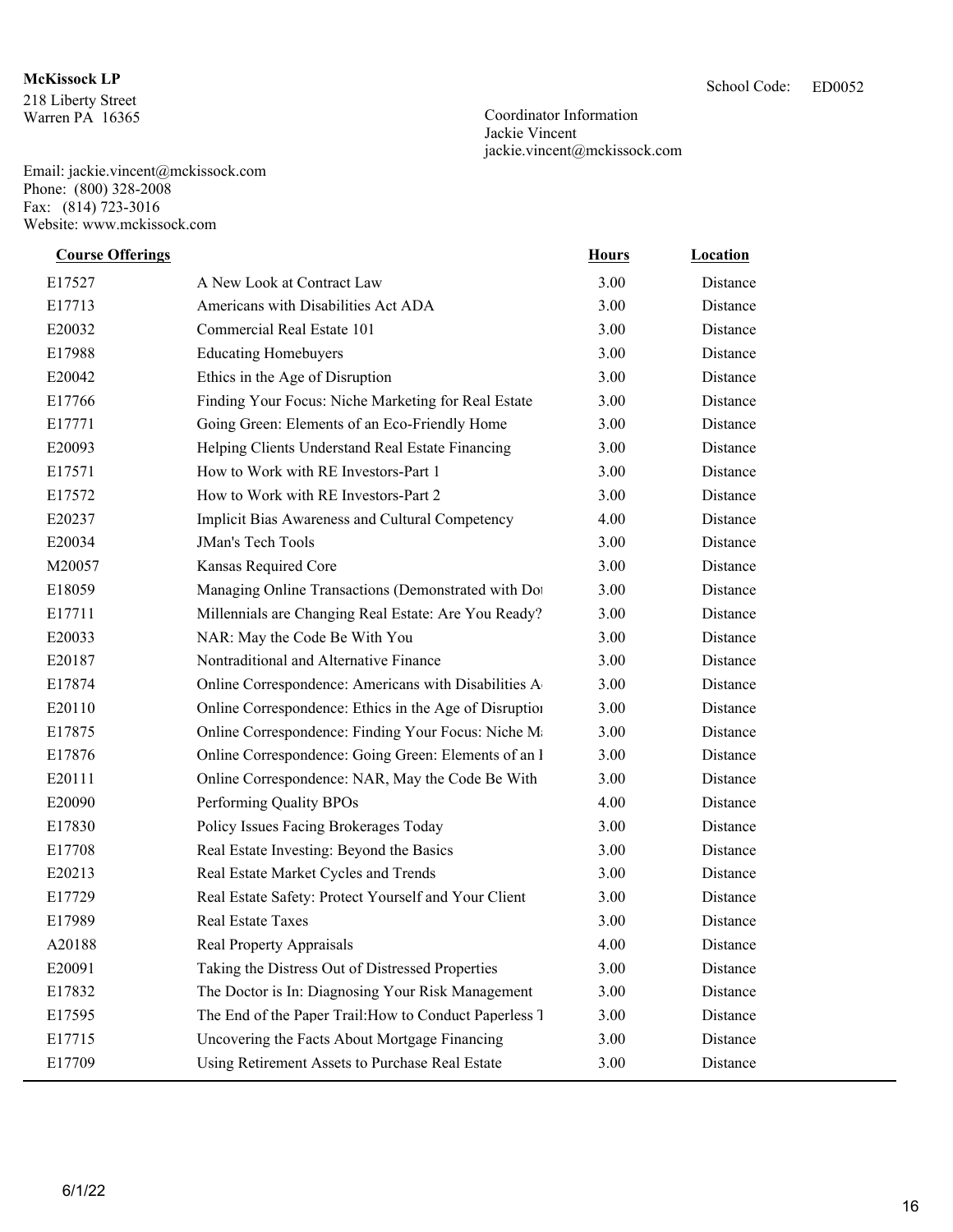**McKissock LP**
218 Liberty Street
Warren PA 16365

School Code: ED0052

Coordinator Information
Jackie Vincent
jackie.vincent@mckissock.com

Email: jackie.vincent@mckissock.com
Phone: (800) 328-2008
Fax: (814) 723-3016
Website: www.mckissock.com

| Course Offerings | | Hours | Location |
|---|---|---|---|
| E17527 | A New Look at Contract Law | 3.00 | Distance |
| E17713 | Americans with Disabilities Act ADA | 3.00 | Distance |
| E20032 | Commercial Real Estate 101 | 3.00 | Distance |
| E17988 | Educating Homebuyers | 3.00 | Distance |
| E20042 | Ethics in the Age of Disruption | 3.00 | Distance |
| E17766 | Finding Your Focus: Niche Marketing for Real Estate | 3.00 | Distance |
| E17771 | Going Green: Elements of an Eco-Friendly Home | 3.00 | Distance |
| E20093 | Helping Clients Understand Real Estate Financing | 3.00 | Distance |
| E17571 | How to Work with RE Investors-Part 1 | 3.00 | Distance |
| E17572 | How to Work with RE Investors-Part 2 | 3.00 | Distance |
| E20237 | Implicit Bias Awareness and Cultural Competency | 4.00 | Distance |
| E20034 | JMan's Tech Tools | 3.00 | Distance |
| M20057 | Kansas Required Core | 3.00 | Distance |
| E18059 | Managing Online Transactions (Demonstrated with Do | 3.00 | Distance |
| E17711 | Millennials are Changing Real Estate: Are You Ready? | 3.00 | Distance |
| E20033 | NAR: May the Code Be With You | 3.00 | Distance |
| E20187 | Nontraditional and Alternative Finance | 3.00 | Distance |
| E17874 | Online Correspondence: Americans with Disabilities A | 3.00 | Distance |
| E20110 | Online Correspondence: Ethics in the Age of Disruptio | 3.00 | Distance |
| E17875 | Online Correspondence: Finding Your Focus: Niche M | 3.00 | Distance |
| E17876 | Online Correspondence: Going Green: Elements of an I | 3.00 | Distance |
| E20111 | Online Correspondence: NAR, May the Code Be With | 3.00 | Distance |
| E20090 | Performing Quality BPOs | 4.00 | Distance |
| E17830 | Policy Issues Facing Brokerages Today | 3.00 | Distance |
| E17708 | Real Estate Investing: Beyond the Basics | 3.00 | Distance |
| E20213 | Real Estate Market Cycles and Trends | 3.00 | Distance |
| E17729 | Real Estate Safety: Protect Yourself and Your Client | 3.00 | Distance |
| E17989 | Real Estate Taxes | 3.00 | Distance |
| A20188 | Real Property Appraisals | 4.00 | Distance |
| E20091 | Taking the Distress Out of Distressed Properties | 3.00 | Distance |
| E17832 | The Doctor is In: Diagnosing Your Risk Management | 3.00 | Distance |
| E17595 | The End of the Paper Trail:How to Conduct Paperless T | 3.00 | Distance |
| E17715 | Uncovering the Facts About Mortgage Financing | 3.00 | Distance |
| E17709 | Using Retirement Assets to Purchase Real Estate | 3.00 | Distance |

6/1/22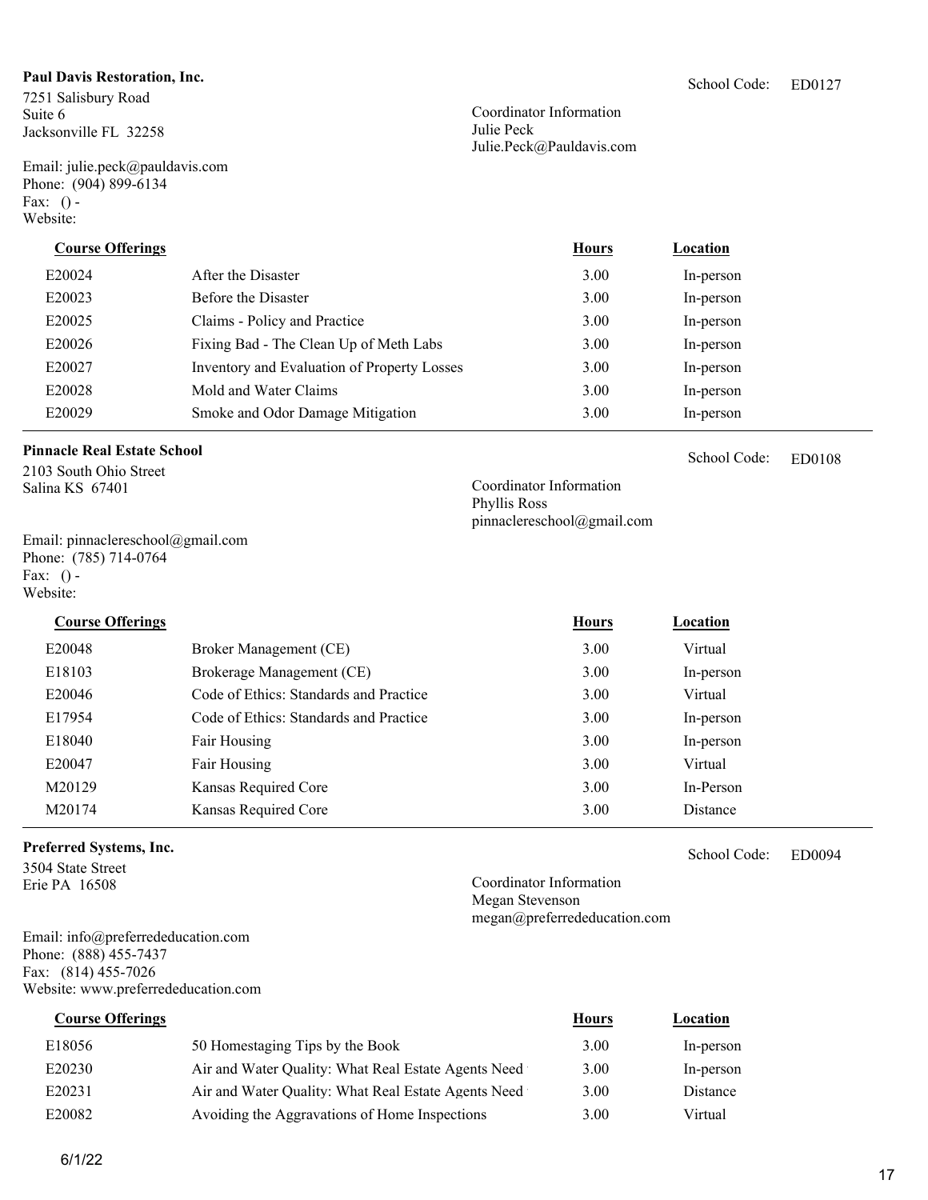**Paul Davis Restoration, Inc.**

School Code: ED0127

7251 Salisbury Road
Suite 6
Jacksonville FL 32258

Coordinator Information
Julie Peck
Julie.Peck@Pauldavis.com

Email: julie.peck@pauldavis.com
Phone: (904) 899-6134
Fax: () -
Website:

| Course Offerings | | Hours | Location |
|---|---|---|---|
| E20024 | After the Disaster | 3.00 | In-person |
| E20023 | Before the Disaster | 3.00 | In-person |
| E20025 | Claims - Policy and Practice | 3.00 | In-person |
| E20026 | Fixing Bad - The Clean Up of Meth Labs | 3.00 | In-person |
| E20027 | Inventory and Evaluation of Property Losses | 3.00 | In-person |
| E20028 | Mold and Water Claims | 3.00 | In-person |
| E20029 | Smoke and Odor Damage Mitigation | 3.00 | In-person |

---

**Pinnacle Real Estate School**

School Code: ED0108

2103 South Ohio Street
Salina KS 67401

Coordinator Information
Phyllis Ross
pinnaclereschool@gmail.com

Email: pinnaclereschool@gmail.com
Phone: (785) 714-0764
Fax: () -
Website:

| Course Offerings | | Hours | Location |
|---|---|---|---|
| E20048 | Broker Management (CE) | 3.00 | Virtual |
| E18103 | Brokerage Management (CE) | 3.00 | In-person |
| E20046 | Code of Ethics: Standards and Practice | 3.00 | Virtual |
| E17954 | Code of Ethics: Standards and Practice | 3.00 | In-person |
| E18040 | Fair Housing | 3.00 | In-person |
| E20047 | Fair Housing | 3.00 | Virtual |
| M20129 | Kansas Required Core | 3.00 | In-Person |
| M20174 | Kansas Required Core | 3.00 | Distance |

---

**Preferred Systems, Inc.**

School Code: ED0094

3504 State Street
Erie PA 16508

Coordinator Information
Megan Stevenson
megan@preferrededucation.com

Email: info@preferrededucation.com
Phone: (888) 455-7437
Fax: (814) 455-7026
Website: www.preferrededucation.com

| Course Offerings | | Hours | Location |
|---|---|---|---|
| E18056 | 50 Homestaging Tips by the Book | 3.00 | In-person |
| E20230 | Air and Water Quality: What Real Estate Agents Need | 3.00 | In-person |
| E20231 | Air and Water Quality: What Real Estate Agents Need | 3.00 | Distance |
| E20082 | Avoiding the Aggravations of Home Inspections | 3.00 | Virtual |

6/1/22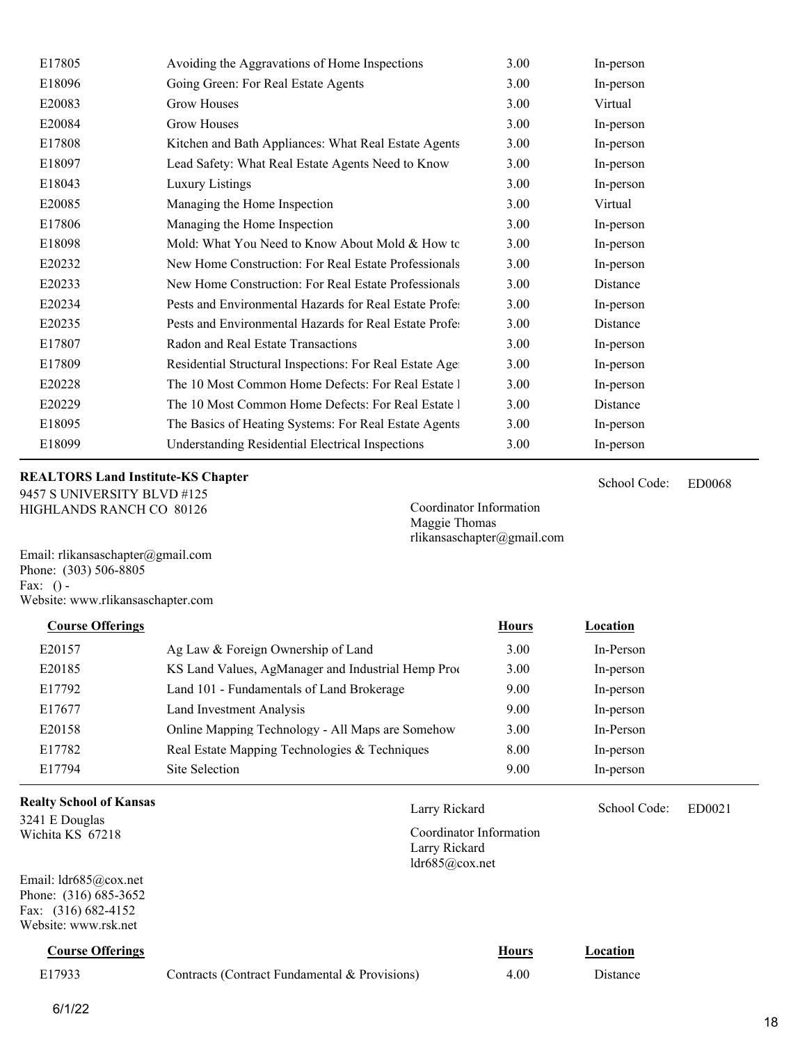| | | | |
|---|---|---|---|
| E17805 | Avoiding the Aggravations of Home Inspections | 3.00 | In-person |
| E18096 | Going Green: For Real Estate Agents | 3.00 | In-person |
| E20083 | Grow Houses | 3.00 | Virtual |
| E20084 | Grow Houses | 3.00 | In-person |
| E17808 | Kitchen and Bath Appliances: What Real Estate Agents | 3.00 | In-person |
| E18097 | Lead Safety: What Real Estate Agents Need to Know | 3.00 | In-person |
| E18043 | Luxury Listings | 3.00 | In-person |
| E20085 | Managing the Home Inspection | 3.00 | Virtual |
| E17806 | Managing the Home Inspection | 3.00 | In-person |
| E18098 | Mold: What You Need to Know About Mold & How to | 3.00 | In-person |
| E20232 | New Home Construction: For Real Estate Professionals | 3.00 | In-person |
| E20233 | New Home Construction: For Real Estate Professionals | 3.00 | Distance |
| E20234 | Pests and Environmental Hazards for Real Estate Profes | 3.00 | In-person |
| E20235 | Pests and Environmental Hazards for Real Estate Profes | 3.00 | Distance |
| E17807 | Radon and Real Estate Transactions | 3.00 | In-person |
| E17809 | Residential Structural Inspections: For Real Estate Agen | 3.00 | In-person |
| E20228 | The 10 Most Common Home Defects: For Real Estate I | 3.00 | In-person |
| E20229 | The 10 Most Common Home Defects: For Real Estate I | 3.00 | Distance |
| E18095 | The Basics of Heating Systems: For Real Estate Agents | 3.00 | In-person |
| E18099 | Understanding Residential Electrical Inspections | 3.00 | In-person |

**REALTORS Land Institute-KS Chapter**
9457 S UNIVERSITY BLVD #125
HIGHLANDS RANCH CO 80126

School Code: ED0068

Coordinator Information
Maggie Thomas
rlikansaschapter@gmail.com

Email: rlikansaschapter@gmail.com
Phone: (303) 506-8805
Fax: () -
Website: www.rlikansaschapter.com

| Course Offerings | | Hours | Location |
|---|---|---|---|
| E20157 | Ag Law & Foreign Ownership of Land | 3.00 | In-Person |
| E20185 | KS Land Values, AgManager and Industrial Hemp Proc | 3.00 | In-person |
| E17792 | Land 101 - Fundamentals of Land Brokerage | 9.00 | In-person |
| E17677 | Land Investment Analysis | 9.00 | In-person |
| E20158 | Online Mapping Technology - All Maps are Somehow | 3.00 | In-Person |
| E17782 | Real Estate Mapping Technologies & Techniques | 8.00 | In-person |
| E17794 | Site Selection | 9.00 | In-person |

**Realty School of Kansas**
3241 E Douglas
Wichita KS 67218

Larry Rickard

School Code: ED0021

Coordinator Information
Larry Rickard
ldr685@cox.net

Email: ldr685@cox.net
Phone: (316) 685-3652
Fax: (316) 682-4152
Website: www.rsk.net

| Course Offerings | | Hours | Location |
|---|---|---|---|
| E17933 | Contracts (Contract Fundamental & Provisions) | 4.00 | Distance |

6/1/22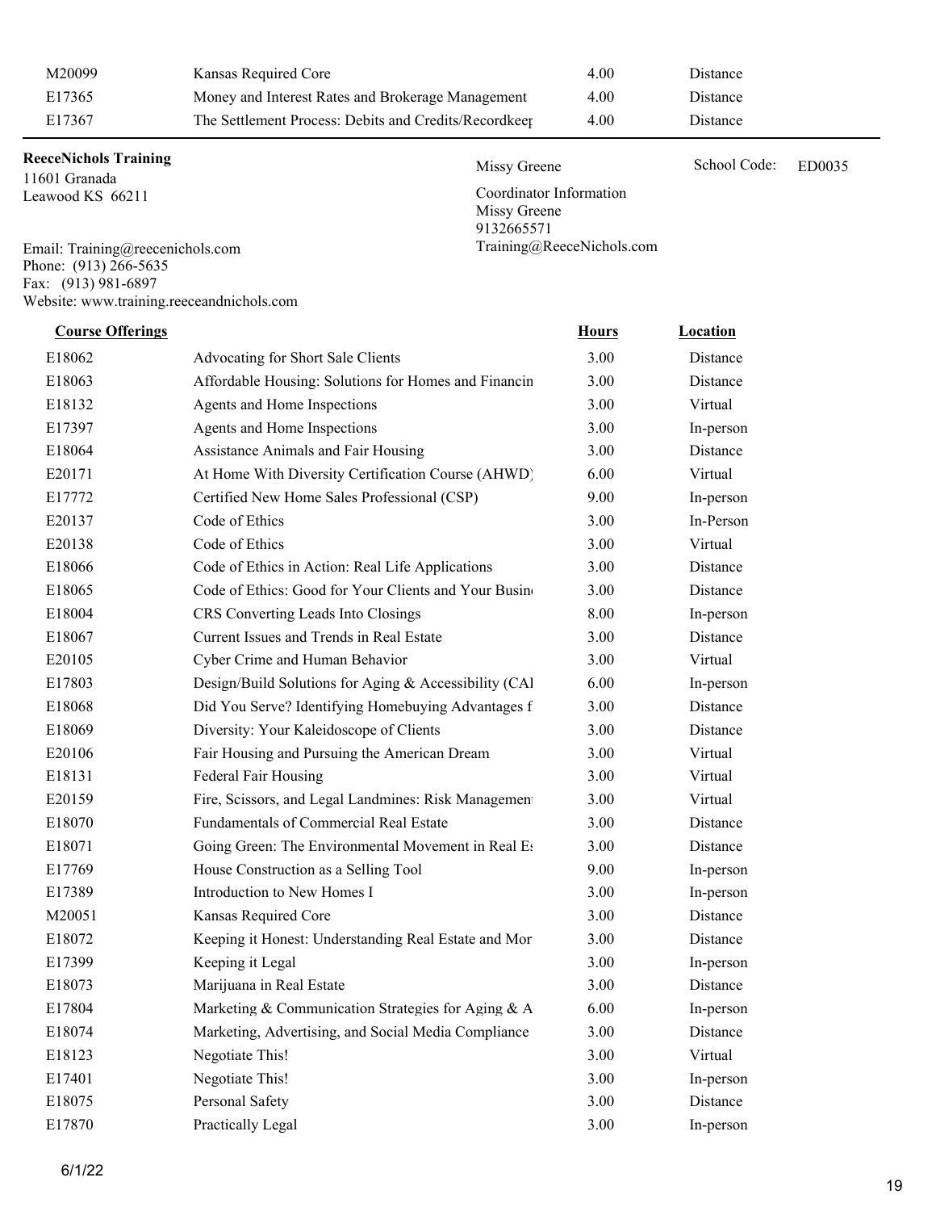| | | | |
|---|---|---|---|
| M20099 | Kansas Required Core | 4.00 | Distance |
| E17365 | Money and Interest Rates and Brokerage Management | 4.00 | Distance |
| E17367 | The Settlement Process: Debits and Credits/Recordkeep | 4.00 | Distance |

**ReeceNichols Training**
11601 Granada
Leawood KS 66211

Missy Greene

School Code: ED0035

Coordinator Information
Missy Greene
9132665571
Training@ReeceNichols.com

Email: Training@reecenichols.com
Phone: (913) 266-5635
Fax: (913) 981-6897
Website: www.training.reeceandnichols.com

| Course Offerings | | Hours | Location |
|---|---|---|---|
| E18062 | Advocating for Short Sale Clients | 3.00 | Distance |
| E18063 | Affordable Housing: Solutions for Homes and Financin | 3.00 | Distance |
| E18132 | Agents and Home Inspections | 3.00 | Virtual |
| E17397 | Agents and Home Inspections | 3.00 | In-person |
| E18064 | Assistance Animals and Fair Housing | 3.00 | Distance |
| E20171 | At Home With Diversity Certification Course (AHWD) | 6.00 | Virtual |
| E17772 | Certified New Home Sales Professional (CSP) | 9.00 | In-person |
| E20137 | Code of Ethics | 3.00 | In-Person |
| E20138 | Code of Ethics | 3.00 | Virtual |
| E18066 | Code of Ethics in Action: Real Life Applications | 3.00 | Distance |
| E18065 | Code of Ethics: Good for Your Clients and Your Busin | 3.00 | Distance |
| E18004 | CRS Converting Leads Into Closings | 8.00 | In-person |
| E18067 | Current Issues and Trends in Real Estate | 3.00 | Distance |
| E20105 | Cyber Crime and Human Behavior | 3.00 | Virtual |
| E17803 | Design/Build Solutions for Aging & Accessibility (CAI | 6.00 | In-person |
| E18068 | Did You Serve? Identifying Homebuying Advantages f | 3.00 | Distance |
| E18069 | Diversity: Your Kaleidoscope of Clients | 3.00 | Distance |
| E20106 | Fair Housing and Pursuing the American Dream | 3.00 | Virtual |
| E18131 | Federal Fair Housing | 3.00 | Virtual |
| E20159 | Fire, Scissors, and Legal Landmines: Risk Managemen | 3.00 | Virtual |
| E18070 | Fundamentals of Commercial Real Estate | 3.00 | Distance |
| E18071 | Going Green: The Environmental Movement in Real Es | 3.00 | Distance |
| E17769 | House Construction as a Selling Tool | 9.00 | In-person |
| E17389 | Introduction to New Homes I | 3.00 | In-person |
| M20051 | Kansas Required Core | 3.00 | Distance |
| E18072 | Keeping it Honest: Understanding Real Estate and Mor | 3.00 | Distance |
| E17399 | Keeping it Legal | 3.00 | In-person |
| E18073 | Marijuana in Real Estate | 3.00 | Distance |
| E17804 | Marketing & Communication Strategies for Aging & A | 6.00 | In-person |
| E18074 | Marketing, Advertising, and Social Media Compliance | 3.00 | Distance |
| E18123 | Negotiate This! | 3.00 | Virtual |
| E17401 | Negotiate This! | 3.00 | In-person |
| E18075 | Personal Safety | 3.00 | Distance |
| E17870 | Practically Legal | 3.00 | In-person |

6/1/22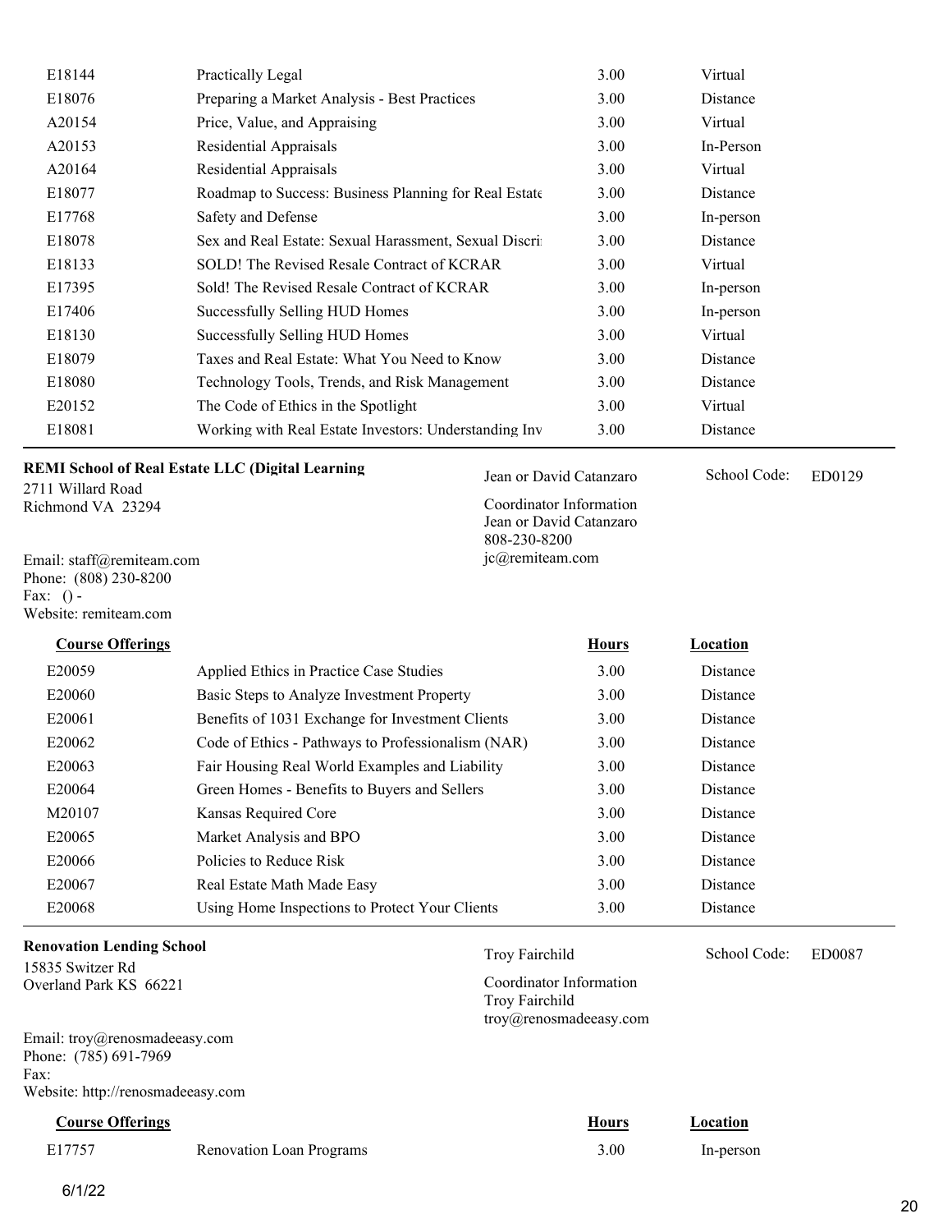| | | | |
|---|---|---|---|
| E18144 | Practically Legal | 3.00 | Virtual |
| E18076 | Preparing a Market Analysis - Best Practices | 3.00 | Distance |
| A20154 | Price, Value, and Appraising | 3.00 | Virtual |
| A20153 | Residential Appraisals | 3.00 | In-Person |
| A20164 | Residential Appraisals | 3.00 | Virtual |
| E18077 | Roadmap to Success: Business Planning for Real Estate | 3.00 | Distance |
| E17768 | Safety and Defense | 3.00 | In-person |
| E18078 | Sex and Real Estate: Sexual Harassment, Sexual Discri | 3.00 | Distance |
| E18133 | SOLD! The Revised Resale Contract of KCRAR | 3.00 | Virtual |
| E17395 | Sold! The Revised Resale Contract of KCRAR | 3.00 | In-person |
| E17406 | Successfully Selling HUD Homes | 3.00 | In-person |
| E18130 | Successfully Selling HUD Homes | 3.00 | Virtual |
| E18079 | Taxes and Real Estate: What You Need to Know | 3.00 | Distance |
| E18080 | Technology Tools, Trends, and Risk Management | 3.00 | Distance |
| E20152 | The Code of Ethics in the Spotlight | 3.00 | Virtual |
| E18081 | Working with Real Estate Investors: Understanding Inv | 3.00 | Distance |

**REMI School of Real Estate LLC (Digital Learning**

2711 Willard Road
Richmond VA 23294

Jean or David Catanzaro

School Code: ED0129

Coordinator Information
Jean or David Catanzaro
808-230-8200
jc@remiteam.com

Email: staff@remiteam.com
Phone: (808) 230-8200
Fax: () -
Website: remiteam.com

| Course Offerings | | Hours | Location |
|---|---|---|---|
| E20059 | Applied Ethics in Practice Case Studies | 3.00 | Distance |
| E20060 | Basic Steps to Analyze Investment Property | 3.00 | Distance |
| E20061 | Benefits of 1031 Exchange for Investment Clients | 3.00 | Distance |
| E20062 | Code of Ethics - Pathways to Professionalism (NAR) | 3.00 | Distance |
| E20063 | Fair Housing Real World Examples and Liability | 3.00 | Distance |
| E20064 | Green Homes - Benefits to Buyers and Sellers | 3.00 | Distance |
| M20107 | Kansas Required Core | 3.00 | Distance |
| E20065 | Market Analysis and BPO | 3.00 | Distance |
| E20066 | Policies to Reduce Risk | 3.00 | Distance |
| E20067 | Real Estate Math Made Easy | 3.00 | Distance |
| E20068 | Using Home Inspections to Protect Your Clients | 3.00 | Distance |

**Renovation Lending School**

15835 Switzer Rd
Overland Park KS 66221

Troy Fairchild

School Code: ED0087

Coordinator Information
Troy Fairchild
troy@renosmadeeasy.com

Email: troy@renosmadeeasy.com
Phone: (785) 691-7969
Fax:
Website: http://renosmadeeasy.com

| Course Offerings | | Hours | Location |
|---|---|---|---|
| E17757 | Renovation Loan Programs | 3.00 | In-person |

6/1/22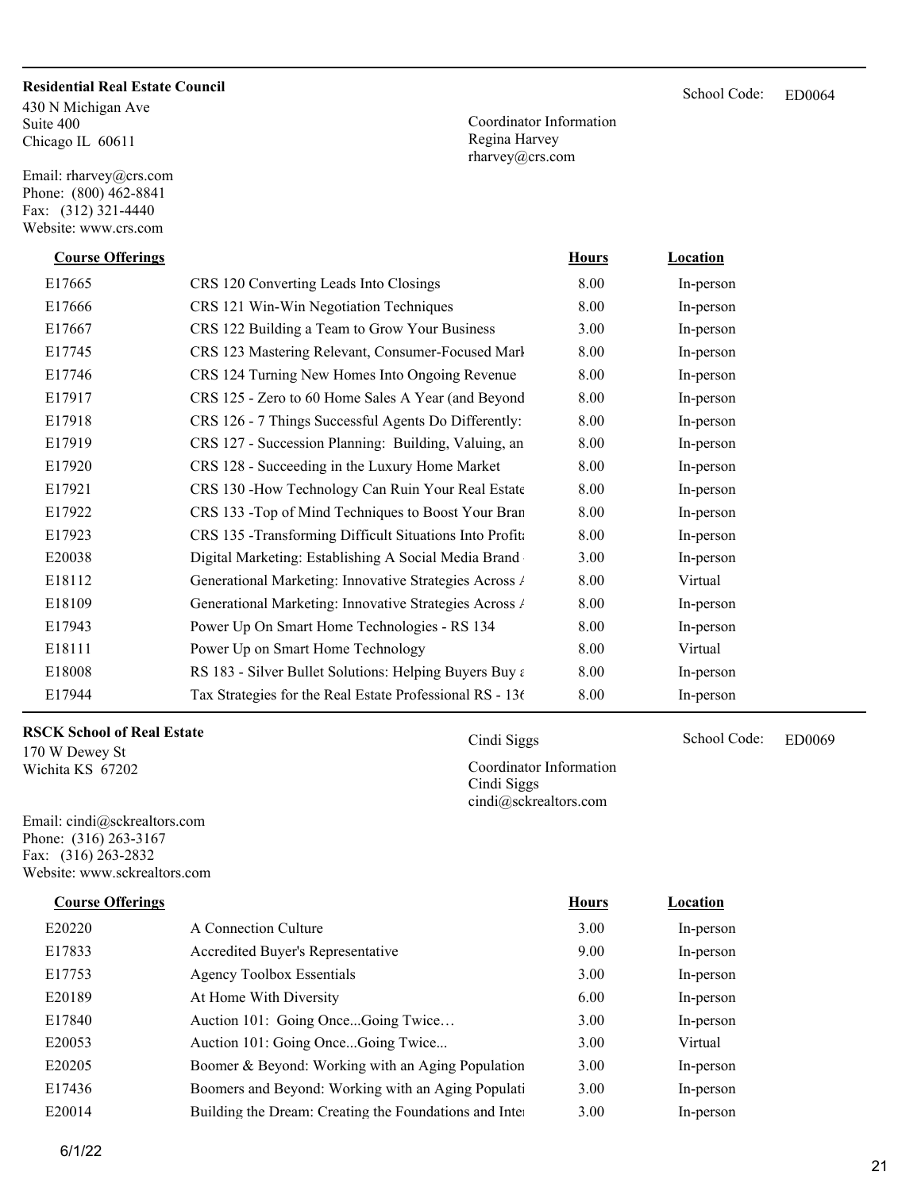**Residential Real Estate Council**

430 N Michigan Ave
Suite 400
Chicago IL 60611

Email: rharvey@crs.com
Phone: (800) 462-8841
Fax: (312) 321-4440
Website: www.crs.com

School Code: ED0064

Coordinator Information
Regina Harvey
rharvey@crs.com

| Course Offerings | | Hours | Location |
|---|---|---|---|
| E17665 | CRS 120 Converting Leads Into Closings | 8.00 | In-person |
| E17666 | CRS 121 Win-Win Negotiation Techniques | 8.00 | In-person |
| E17667 | CRS 122 Building a Team to Grow Your Business | 3.00 | In-person |
| E17745 | CRS 123 Mastering Relevant, Consumer-Focused Mark | 8.00 | In-person |
| E17746 | CRS 124 Turning New Homes Into Ongoing Revenue | 8.00 | In-person |
| E17917 | CRS 125 - Zero to 60 Home Sales A Year (and Beyond | 8.00 | In-person |
| E17918 | CRS 126 - 7 Things Successful Agents Do Differently: | 8.00 | In-person |
| E17919 | CRS 127 - Succession Planning: Building, Valuing, an | 8.00 | In-person |
| E17920 | CRS 128 - Succeeding in the Luxury Home Market | 8.00 | In-person |
| E17921 | CRS 130 -How Technology Can Ruin Your Real Estate | 8.00 | In-person |
| E17922 | CRS 133 -Top of Mind Techniques to Boost Your Bran | 8.00 | In-person |
| E17923 | CRS 135 -Transforming Difficult Situations Into Profita | 8.00 | In-person |
| E20038 | Digital Marketing: Establishing A Social Media Brand | 3.00 | In-person |
| E18112 | Generational Marketing: Innovative Strategies Across A | 8.00 | Virtual |
| E18109 | Generational Marketing: Innovative Strategies Across A | 8.00 | In-person |
| E17943 | Power Up On Smart Home Technologies - RS 134 | 8.00 | In-person |
| E18111 | Power Up on Smart Home Technology | 8.00 | Virtual |
| E18008 | RS 183 - Silver Bullet Solutions: Helping Buyers Buy a | 8.00 | In-person |
| E17944 | Tax Strategies for the Real Estate Professional RS - 136 | 8.00 | In-person |

**RSCK School of Real Estate**

170 W Dewey St
Wichita KS 67202

Email: cindi@sckrealtors.com
Phone: (316) 263-3167
Fax: (316) 263-2832
Website: www.sckrealtors.com

Cindi Siggs

School Code: ED0069

Coordinator Information
Cindi Siggs
cindi@sckrealtors.com

| Course Offerings | | Hours | Location |
|---|---|---|---|
| E20220 | A Connection Culture | 3.00 | In-person |
| E17833 | Accredited Buyer's Representative | 9.00 | In-person |
| E17753 | Agency Toolbox Essentials | 3.00 | In-person |
| E20189 | At Home With Diversity | 6.00 | In-person |
| E17840 | Auction 101: Going Once...Going Twice… | 3.00 | In-person |
| E20053 | Auction 101: Going Once...Going Twice... | 3.00 | Virtual |
| E20205 | Boomer & Beyond: Working with an Aging Population | 3.00 | In-person |
| E17436 | Boomers and Beyond: Working with an Aging Populati | 3.00 | In-person |
| E20014 | Building the Dream: Creating the Foundations and Inte | 3.00 | In-person |

6/1/22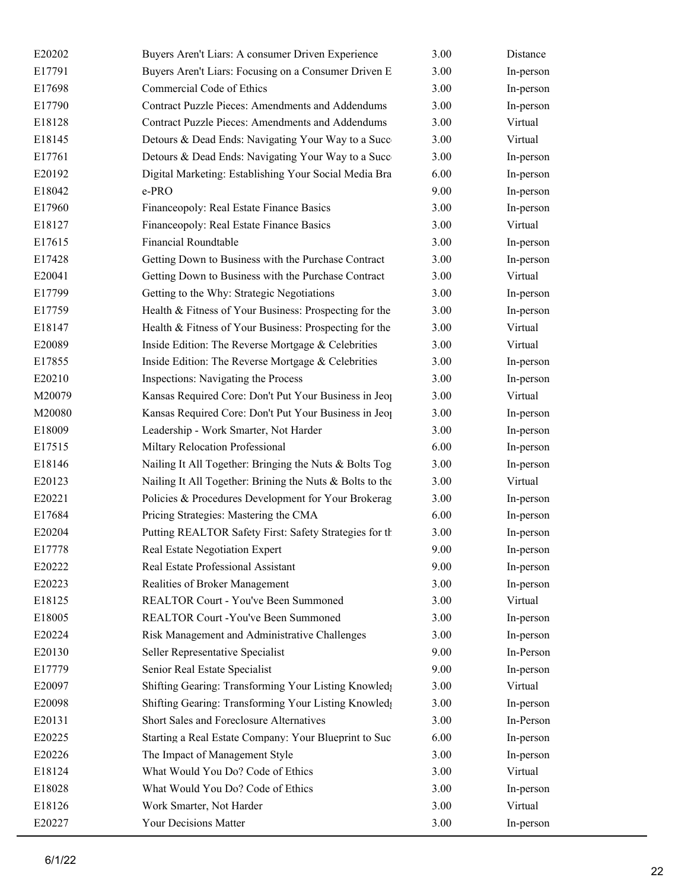| | | | |
|---|---|---|---|
| E20202 | Buyers Aren't Liars: A consumer Driven Experience | 3.00 | Distance |
| E17791 | Buyers Aren't Liars: Focusing on a Consumer Driven E | 3.00 | In-person |
| E17698 | Commercial Code of Ethics | 3.00 | In-person |
| E17790 | Contract Puzzle Pieces: Amendments and Addendums | 3.00 | In-person |
| E18128 | Contract Puzzle Pieces: Amendments and Addendums | 3.00 | Virtual |
| E18145 | Detours & Dead Ends: Navigating Your Way to a Succ | 3.00 | Virtual |
| E17761 | Detours & Dead Ends: Navigating Your Way to a Succ | 3.00 | In-person |
| E20192 | Digital Marketing: Establishing Your Social Media Bra | 6.00 | In-person |
| E18042 | e-PRO | 9.00 | In-person |
| E17960 | Financeopoly: Real Estate Finance Basics | 3.00 | In-person |
| E18127 | Financeopoly: Real Estate Finance Basics | 3.00 | Virtual |
| E17615 | Financial Roundtable | 3.00 | In-person |
| E17428 | Getting Down to Business with the Purchase Contract | 3.00 | In-person |
| E20041 | Getting Down to Business with the Purchase Contract | 3.00 | Virtual |
| E17799 | Getting to the Why: Strategic Negotiations | 3.00 | In-person |
| E17759 | Health & Fitness of Your Business: Prospecting for the | 3.00 | In-person |
| E18147 | Health & Fitness of Your Business: Prospecting for the | 3.00 | Virtual |
| E20089 | Inside Edition: The Reverse Mortgage & Celebrities | 3.00 | Virtual |
| E17855 | Inside Edition: The Reverse Mortgage & Celebrities | 3.00 | In-person |
| E20210 | Inspections: Navigating the Process | 3.00 | In-person |
| M20079 | Kansas Required Core: Don't Put Your Business in Jeo | 3.00 | Virtual |
| M20080 | Kansas Required Core: Don't Put Your Business in Jeo | 3.00 | In-person |
| E18009 | Leadership - Work Smarter, Not Harder | 3.00 | In-person |
| E17515 | Miltary Relocation Professional | 6.00 | In-person |
| E18146 | Nailing It All Together: Bringing the Nuts & Bolts Tog | 3.00 | In-person |
| E20123 | Nailing It All Together: Brining the Nuts & Bolts to the | 3.00 | Virtual |
| E20221 | Policies & Procedures Development for Your Brokerag | 3.00 | In-person |
| E17684 | Pricing Strategies: Mastering the CMA | 6.00 | In-person |
| E20204 | Putting REALTOR Safety First: Safety Strategies for th | 3.00 | In-person |
| E17778 | Real Estate Negotiation Expert | 9.00 | In-person |
| E20222 | Real Estate Professional Assistant | 9.00 | In-person |
| E20223 | Realities of Broker Management | 3.00 | In-person |
| E18125 | REALTOR Court - You've Been Summoned | 3.00 | Virtual |
| E18005 | REALTOR Court -You've Been Summoned | 3.00 | In-person |
| E20224 | Risk Management and Administrative Challenges | 3.00 | In-person |
| E20130 | Seller Representative Specialist | 9.00 | In-Person |
| E17779 | Senior Real Estate Specialist | 9.00 | In-person |
| E20097 | Shifting Gearing: Transforming Your Listing Knowled | 3.00 | Virtual |
| E20098 | Shifting Gearing: Transforming Your Listing Knowled | 3.00 | In-person |
| E20131 | Short Sales and Foreclosure Alternatives | 3.00 | In-Person |
| E20225 | Starting a Real Estate Company: Your Blueprint to Suc | 6.00 | In-person |
| E20226 | The Impact of Management Style | 3.00 | In-person |
| E18124 | What Would You Do? Code of Ethics | 3.00 | Virtual |
| E18028 | What Would You Do? Code of Ethics | 3.00 | In-person |
| E18126 | Work Smarter, Not Harder | 3.00 | Virtual |
| E20227 | Your Decisions Matter | 3.00 | In-person |

6/1/22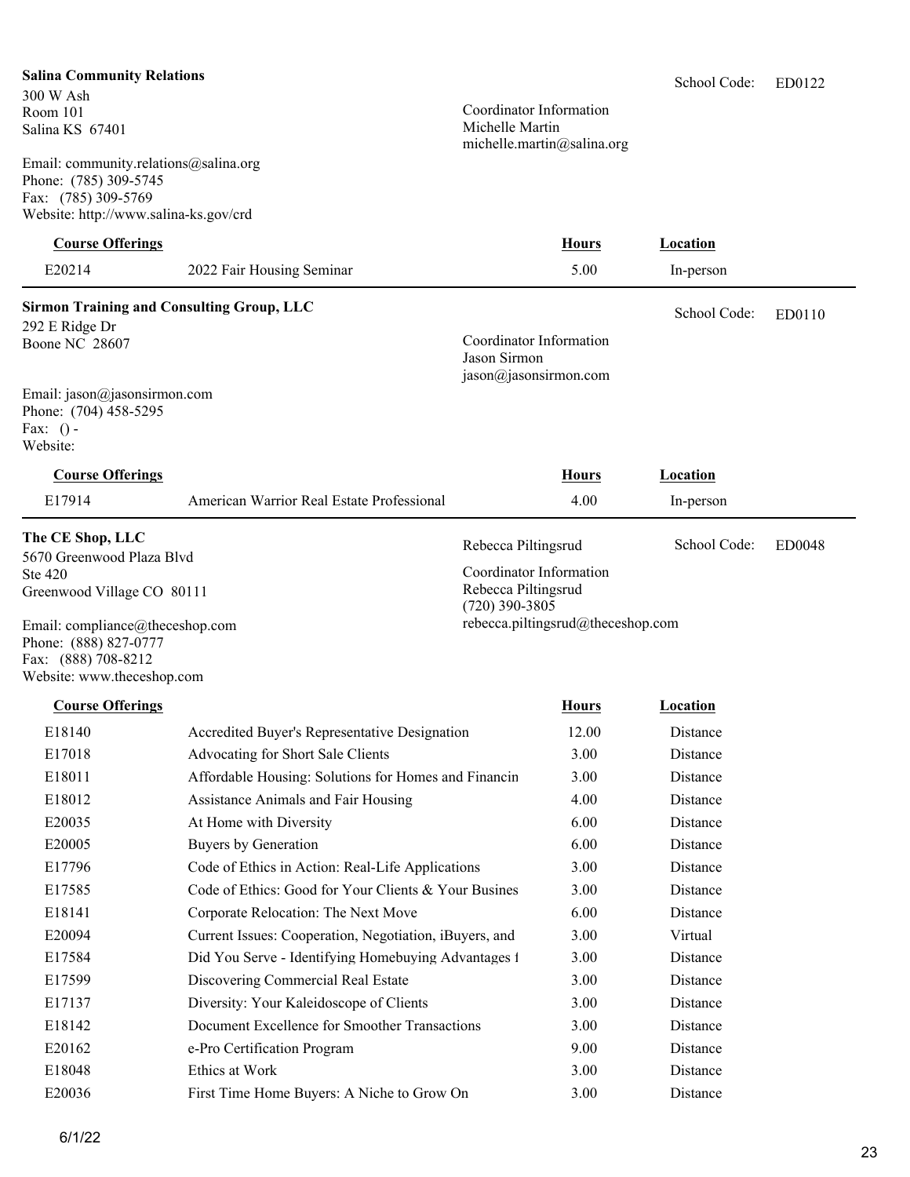**Salina Community Relations**

School Code: ED0122

300 W Ash
Room 101
Salina KS 67401

Coordinator Information
Michelle Martin
michelle.martin@salina.org

Email: community.relations@salina.org
Phone: (785) 309-5745
Fax: (785) 309-5769
Website: http://www.salina-ks.gov/crd

| Course Offerings | | Hours | Location |
|---|---|---|---|
| E20214 | 2022 Fair Housing Seminar | 5.00 | In-person |

---

**Sirmon Training and Consulting Group, LLC**

School Code: ED0110

292 E Ridge Dr
Boone NC 28607

Coordinator Information
Jason Sirmon
jason@jasonsirmon.com

Email: jason@jasonsirmon.com
Phone: (704) 458-5295
Fax: () -
Website:

| Course Offerings | | Hours | Location |
|---|---|---|---|
| E17914 | American Warrior Real Estate Professional | 4.00 | In-person |

---

**The CE Shop, LLC**

Rebecca Piltingsrud

School Code: ED0048

5670 Greenwood Plaza Blvd
Ste 420
Greenwood Village CO 80111

Coordinator Information
Rebecca Piltingsrud
(720) 390-3805
rebecca.piltingsrud@theceshop.com

Email: compliance@theceshop.com
Phone: (888) 827-0777
Fax: (888) 708-8212
Website: www.theceshop.com

| Course Offerings | | Hours | Location |
|---|---|---|---|
| E18140 | Accredited Buyer's Representative Designation | 12.00 | Distance |
| E17018 | Advocating for Short Sale Clients | 3.00 | Distance |
| E18011 | Affordable Housing: Solutions for Homes and Financin | 3.00 | Distance |
| E18012 | Assistance Animals and Fair Housing | 4.00 | Distance |
| E20035 | At Home with Diversity | 6.00 | Distance |
| E20005 | Buyers by Generation | 6.00 | Distance |
| E17796 | Code of Ethics in Action: Real-Life Applications | 3.00 | Distance |
| E17585 | Code of Ethics: Good for Your Clients & Your Busines | 3.00 | Distance |
| E18141 | Corporate Relocation: The Next Move | 6.00 | Distance |
| E20094 | Current Issues: Cooperation, Negotiation, iBuyers, and | 3.00 | Virtual |
| E17584 | Did You Serve - Identifying Homebuying Advantages f | 3.00 | Distance |
| E17599 | Discovering Commercial Real Estate | 3.00 | Distance |
| E17137 | Diversity: Your Kaleidoscope of Clients | 3.00 | Distance |
| E18142 | Document Excellence for Smoother Transactions | 3.00 | Distance |
| E20162 | e-Pro Certification Program | 9.00 | Distance |
| E18048 | Ethics at Work | 3.00 | Distance |
| E20036 | First Time Home Buyers: A Niche to Grow On | 3.00 | Distance |

6/1/22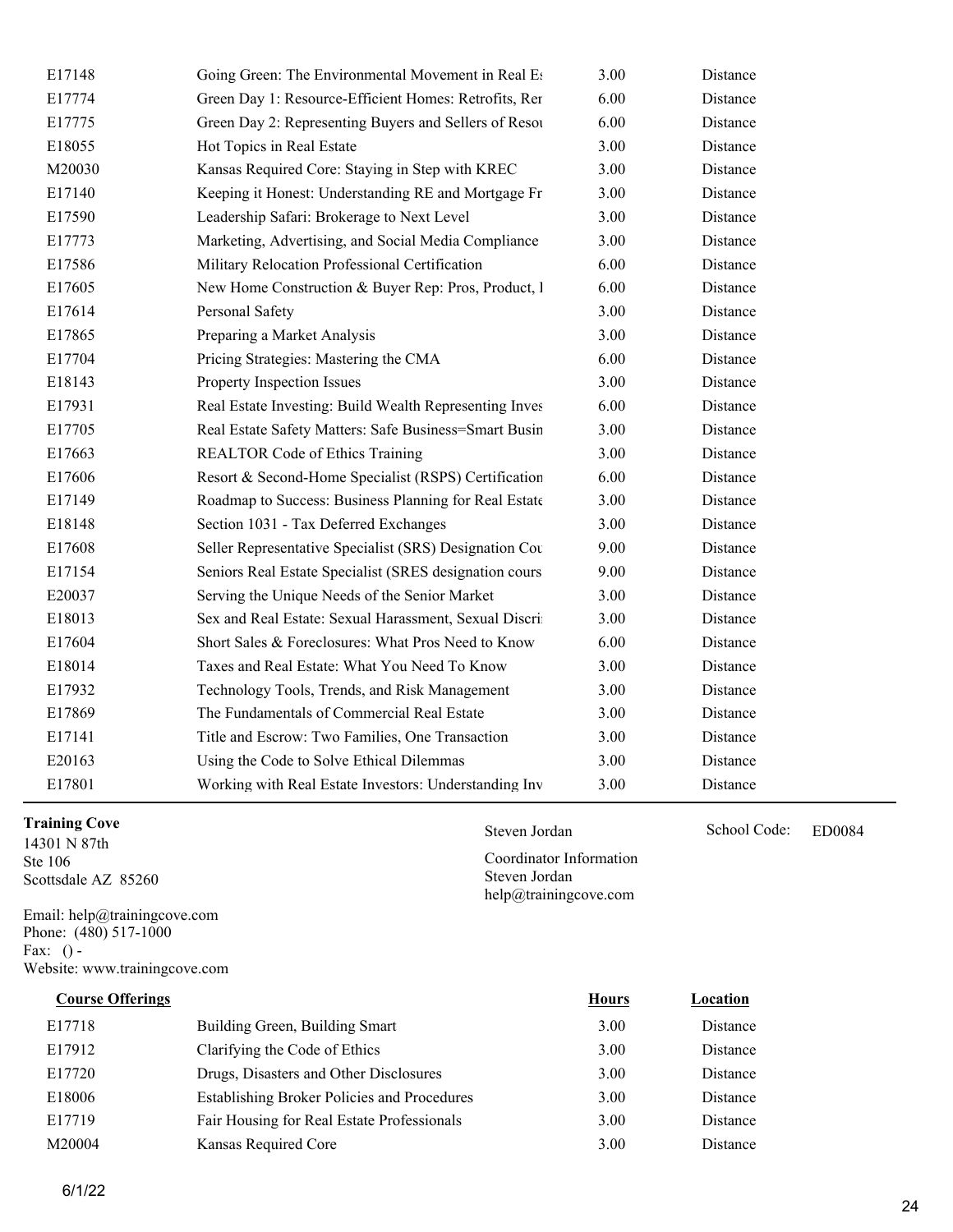| | | | |
|---|---|---|---|
| E17148 | Going Green: The Environmental Movement in Real Es | 3.00 | Distance |
| E17774 | Green Day 1: Resource-Efficient Homes: Retrofits, Rer | 6.00 | Distance |
| E17775 | Green Day 2: Representing Buyers and Sellers of Resou | 6.00 | Distance |
| E18055 | Hot Topics in Real Estate | 3.00 | Distance |
| M20030 | Kansas Required Core: Staying in Step with KREC | 3.00 | Distance |
| E17140 | Keeping it Honest: Understanding RE and Mortgage Fr | 3.00 | Distance |
| E17590 | Leadership Safari: Brokerage to Next Level | 3.00 | Distance |
| E17773 | Marketing, Advertising, and Social Media Compliance | 3.00 | Distance |
| E17586 | Military Relocation Professional Certification | 6.00 | Distance |
| E17605 | New Home Construction & Buyer Rep: Pros, Product, I | 6.00 | Distance |
| E17614 | Personal Safety | 3.00 | Distance |
| E17865 | Preparing a Market Analysis | 3.00 | Distance |
| E17704 | Pricing Strategies: Mastering the CMA | 6.00 | Distance |
| E18143 | Property Inspection Issues | 3.00 | Distance |
| E17931 | Real Estate Investing: Build Wealth Representing Inves | 6.00 | Distance |
| E17705 | Real Estate Safety Matters: Safe Business=Smart Busin | 3.00 | Distance |
| E17663 | REALTOR Code of Ethics Training | 3.00 | Distance |
| E17606 | Resort & Second-Home Specialist (RSPS) Certification | 6.00 | Distance |
| E17149 | Roadmap to Success: Business Planning for Real Estate | 3.00 | Distance |
| E18148 | Section 1031 - Tax Deferred Exchanges | 3.00 | Distance |
| E17608 | Seller Representative Specialist (SRS) Designation Cou | 9.00 | Distance |
| E17154 | Seniors Real Estate Specialist (SRES designation cours | 9.00 | Distance |
| E20037 | Serving the Unique Needs of the Senior Market | 3.00 | Distance |
| E18013 | Sex and Real Estate: Sexual Harassment, Sexual Discri | 3.00 | Distance |
| E17604 | Short Sales & Foreclosures: What Pros Need to Know | 6.00 | Distance |
| E18014 | Taxes and Real Estate: What You Need To Know | 3.00 | Distance |
| E17932 | Technology Tools, Trends, and Risk Management | 3.00 | Distance |
| E17869 | The Fundamentals of Commercial Real Estate | 3.00 | Distance |
| E17141 | Title and Escrow: Two Families, One Transaction | 3.00 | Distance |
| E20163 | Using the Code to Solve Ethical Dilemmas | 3.00 | Distance |
| E17801 | Working with Real Estate Investors: Understanding Inv | 3.00 | Distance |

**Training Cove**
14301 N 87th
Ste 106
Scottsdale AZ 85260

Steven Jordan

School Code: ED0084

Coordinator Information
Steven Jordan
help@trainingcove.com

Email: help@trainingcove.com
Phone: (480) 517-1000
Fax: () -
Website: www.trainingcove.com

| Course Offerings | | Hours | Location |
|---|---|---|---|
| E17718 | Building Green, Building Smart | 3.00 | Distance |
| E17912 | Clarifying the Code of Ethics | 3.00 | Distance |
| E17720 | Drugs, Disasters and Other Disclosures | 3.00 | Distance |
| E18006 | Establishing Broker Policies and Procedures | 3.00 | Distance |
| E17719 | Fair Housing for Real Estate Professionals | 3.00 | Distance |
| M20004 | Kansas Required Core | 3.00 | Distance |

6/1/22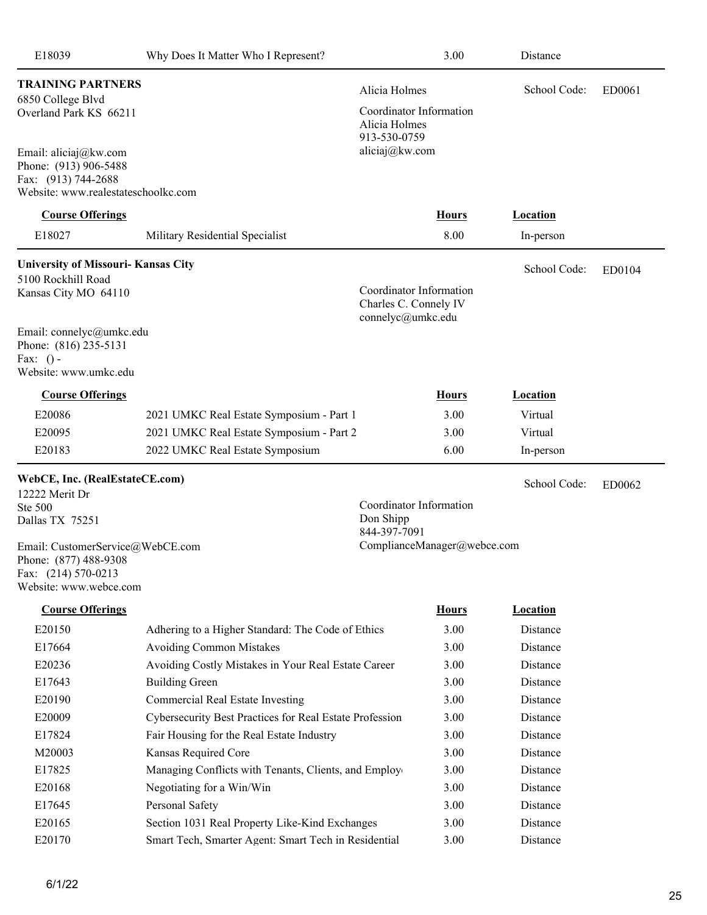| | | | |
|---|---|---|---|
| E18039 | Why Does It Matter Who I Represent? | 3.00 | Distance |

**TRAINING PARTNERS**

6850 College Blvd
Overland Park KS 66211

Email: aliciaj@kw.com
Phone: (913) 906-5488
Fax: (913) 744-2688
Website: www.realestateschoolkc.com

Alicia Holmes

Coordinator Information
Alicia Holmes
913-530-0759
aliciaj@kw.com

School Code: ED0061

| Course Offerings | | Hours | Location |
|---|---|---|---|
| E18027 | Military Residential Specialist | 8.00 | In-person |

**University of Missouri- Kansas City**

5100 Rockhill Road
Kansas City MO 64110

Email: connelyc@umkc.edu
Phone: (816) 235-5131
Fax: () -
Website: www.umkc.edu

Coordinator Information
Charles C. Connely IV
connelyc@umkc.edu

School Code: ED0104

| Course Offerings | | Hours | Location |
|---|---|---|---|
| E20086 | 2021 UMKC Real Estate Symposium - Part 1 | 3.00 | Virtual |
| E20095 | 2021 UMKC Real Estate Symposium - Part 2 | 3.00 | Virtual |
| E20183 | 2022 UMKC Real Estate Symposium | 6.00 | In-person |

**WebCE, Inc. (RealEstateCE.com)**

12222 Merit Dr
Ste 500
Dallas TX 75251

Email: CustomerService@WebCE.com
Phone: (877) 488-9308
Fax: (214) 570-0213
Website: www.webce.com

Coordinator Information
Don Shipp
844-397-7091
ComplianceManager@webce.com

School Code: ED0062

| Course Offerings | | Hours | Location |
|---|---|---|---|
| E20150 | Adhering to a Higher Standard: The Code of Ethics | 3.00 | Distance |
| E17664 | Avoiding Common Mistakes | 3.00 | Distance |
| E20236 | Avoiding Costly Mistakes in Your Real Estate Career | 3.00 | Distance |
| E17643 | Building Green | 3.00 | Distance |
| E20190 | Commercial Real Estate Investing | 3.00 | Distance |
| E20009 | Cybersecurity Best Practices for Real Estate Profession | 3.00 | Distance |
| E17824 | Fair Housing for the Real Estate Industry | 3.00 | Distance |
| M20003 | Kansas Required Core | 3.00 | Distance |
| E17825 | Managing Conflicts with Tenants, Clients, and Employ | 3.00 | Distance |
| E20168 | Negotiating for a Win/Win | 3.00 | Distance |
| E17645 | Personal Safety | 3.00 | Distance |
| E20165 | Section 1031 Real Property Like-Kind Exchanges | 3.00 | Distance |
| E20170 | Smart Tech, Smarter Agent: Smart Tech in Residential | 3.00 | Distance |

6/1/22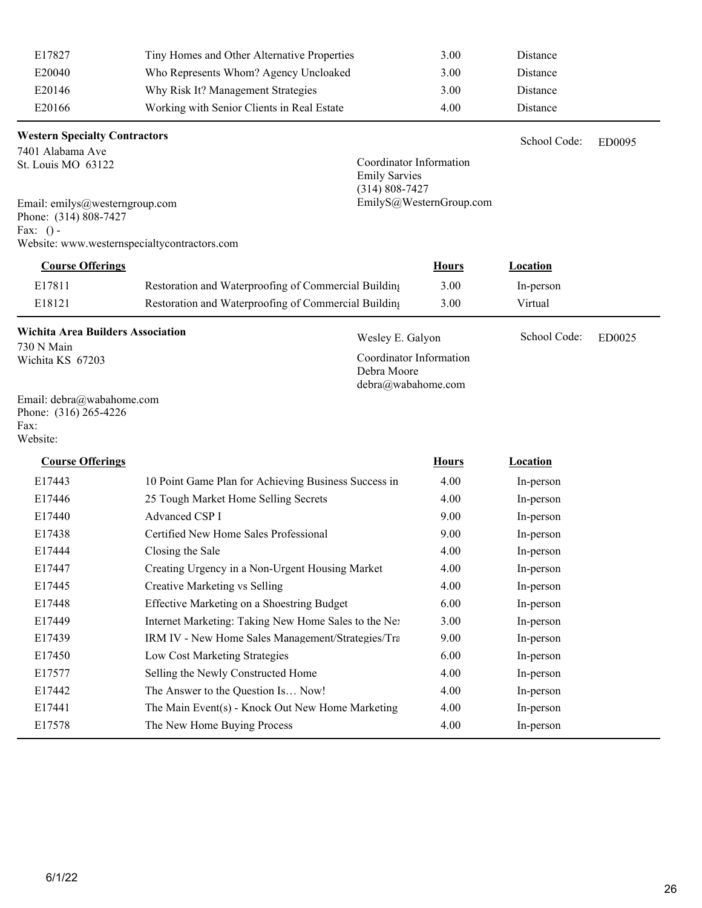| | | | |
|---|---|---|---|
| E17827 | Tiny Homes and Other Alternative Properties | 3.00 | Distance |
| E20040 | Who Represents Whom? Agency Uncloaked | 3.00 | Distance |
| E20146 | Why Risk It? Management Strategies | 3.00 | Distance |
| E20166 | Working with Senior Clients in Real Estate | 4.00 | Distance |

**Western Specialty Contractors**

School Code: ED0095

7401 Alabama Ave
St. Louis MO 63122

Coordinator Information
Emily Sarvies
(314) 808-7427
EmilyS@WesternGroup.com

Email: emilys@westerngroup.com
Phone: (314) 808-7427
Fax: () -
Website: www.westernspecialtycontractors.com

| Course Offerings | | Hours | Location |
|---|---|---|---|
| E17811 | Restoration and Waterproofing of Commercial Building | 3.00 | In-person |
| E18121 | Restoration and Waterproofing of Commercial Building | 3.00 | Virtual |

**Wichita Area Builders Association**

Wesley E. Galyon

School Code: ED0025

730 N Main
Wichita KS 67203

Coordinator Information
Debra Moore
debra@wabahome.com

Email: debra@wabahome.com
Phone: (316) 265-4226
Fax:
Website:

| Course Offerings | | Hours | Location |
|---|---|---|---|
| E17443 | 10 Point Game Plan for Achieving Business Success in | 4.00 | In-person |
| E17446 | 25 Tough Market Home Selling Secrets | 4.00 | In-person |
| E17440 | Advanced CSP I | 9.00 | In-person |
| E17438 | Certified New Home Sales Professional | 9.00 | In-person |
| E17444 | Closing the Sale | 4.00 | In-person |
| E17447 | Creating Urgency in a Non-Urgent Housing Market | 4.00 | In-person |
| E17445 | Creative Marketing vs Selling | 4.00 | In-person |
| E17448 | Effective Marketing on a Shoestring Budget | 6.00 | In-person |
| E17449 | Internet Marketing: Taking New Home Sales to the Ne | 3.00 | In-person |
| E17439 | IRM IV - New Home Sales Management/Strategies/Tra | 9.00 | In-person |
| E17450 | Low Cost Marketing Strategies | 6.00 | In-person |
| E17577 | Selling the Newly Constructed Home | 4.00 | In-person |
| E17442 | The Answer to the Question Is… Now! | 4.00 | In-person |
| E17441 | The Main Event(s) - Knock Out New Home Marketing | 4.00 | In-person |
| E17578 | The New Home Buying Process | 4.00 | In-person |

6/1/22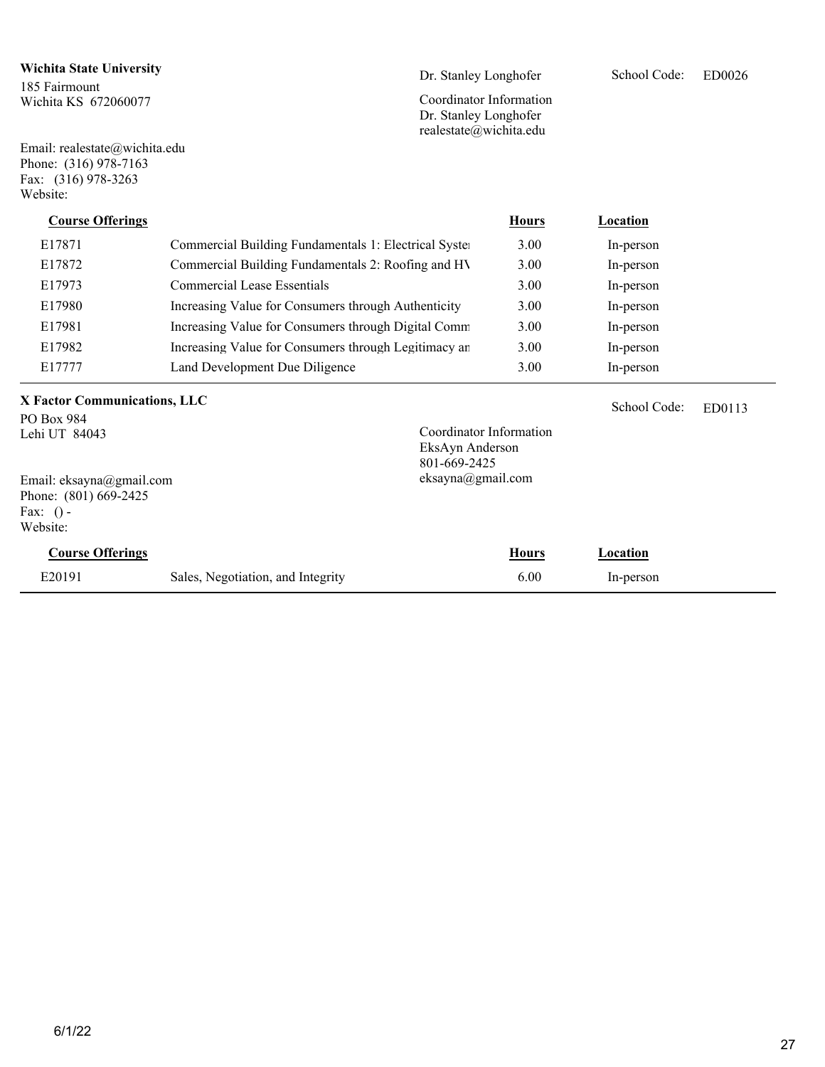**Wichita State University**

185 Fairmount
Wichita KS 672060077

Dr. Stanley Longhofer

School Code: ED0026

Coordinator Information
Dr. Stanley Longhofer
realestate@wichita.edu

Email: realestate@wichita.edu
Phone: (316) 978-7163
Fax: (316) 978-3263
Website:

| Course Offerings | | Hours | Location |
|---|---|---|---|
| E17871 | Commercial Building Fundamentals 1: Electrical Syster | 3.00 | In-person |
| E17872 | Commercial Building Fundamentals 2: Roofing and H\ | 3.00 | In-person |
| E17973 | Commercial Lease Essentials | 3.00 | In-person |
| E17980 | Increasing Value for Consumers through Authenticity | 3.00 | In-person |
| E17981 | Increasing Value for Consumers through Digital Comm | 3.00 | In-person |
| E17982 | Increasing Value for Consumers through Legitimacy an | 3.00 | In-person |
| E17777 | Land Development Due Diligence | 3.00 | In-person |

**X Factor Communications, LLC**

PO Box 984
Lehi UT 84043

School Code: ED0113

Coordinator Information
EksAyn Anderson
801-669-2425
eksayna@gmail.com

Email: eksayna@gmail.com
Phone: (801) 669-2425
Fax: () -
Website:

| Course Offerings | | Hours | Location |
|---|---|---|---|
| E20191 | Sales, Negotiation, and Integrity | 6.00 | In-person |

6/1/22